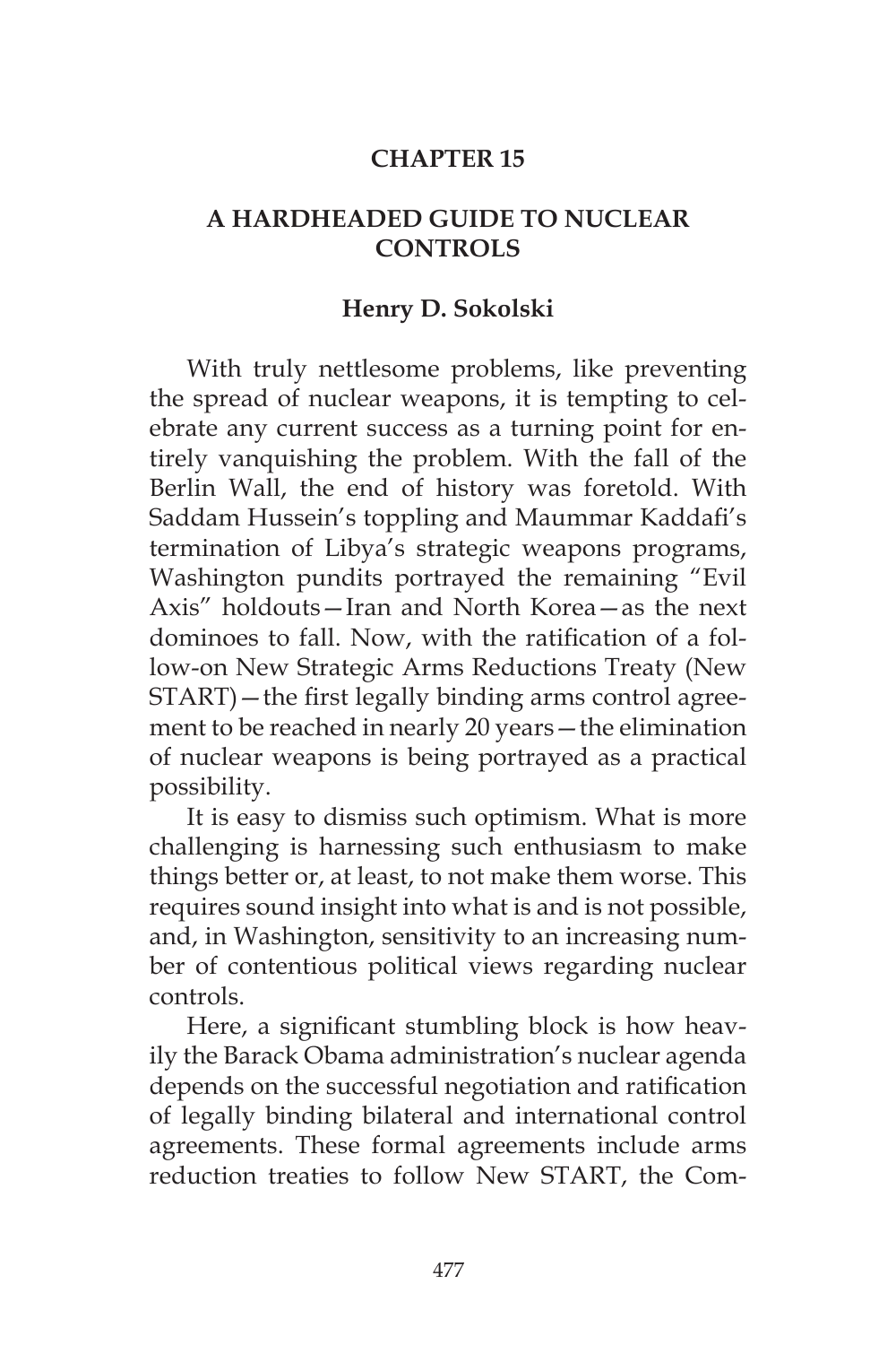# CHAPTER 15

## A HARDHEADED GUIDE TO NUCLEAR CONTROLS

### Henry D. Sokolski

With truly nettlesome problems, like preventing the spread of nuclear weapons, it is tempting to celebrate any current success as a turning point for entirely vanquishing the problem. With the fall of the Berlin Wall, the end of history was foretold. With Saddam Hussein's toppling and Maummar Kaddafi's termination of Libya's strategic weapons programs, Washington pundits portrayed the remaining "Evil Axis" holdouts—Iran and North Korea—as the next dominoes to fall. Now, with the ratification of a follow-on New Strategic Arms Reductions Treaty (New START)—the first legally binding arms control agreement to be reached in nearly 20 years—the elimination of nuclear weapons is being portrayed as a practical possibility.

It is easy to dismiss such optimism. What is more challenging is harnessing such enthusiasm to make things better or, at least, to not make them worse. This requires sound insight into what is and is not possible, and, in Washington, sensitivity to an increasing number of contentious political views regarding nuclear controls.

Here, a significant stumbling block is how heavily the Barack Obama administration's nuclear agenda depends on the successful negotiation and ratification of legally binding bilateral and international control agreements. These formal agreements include arms reduction treaties to follow New START, the Com-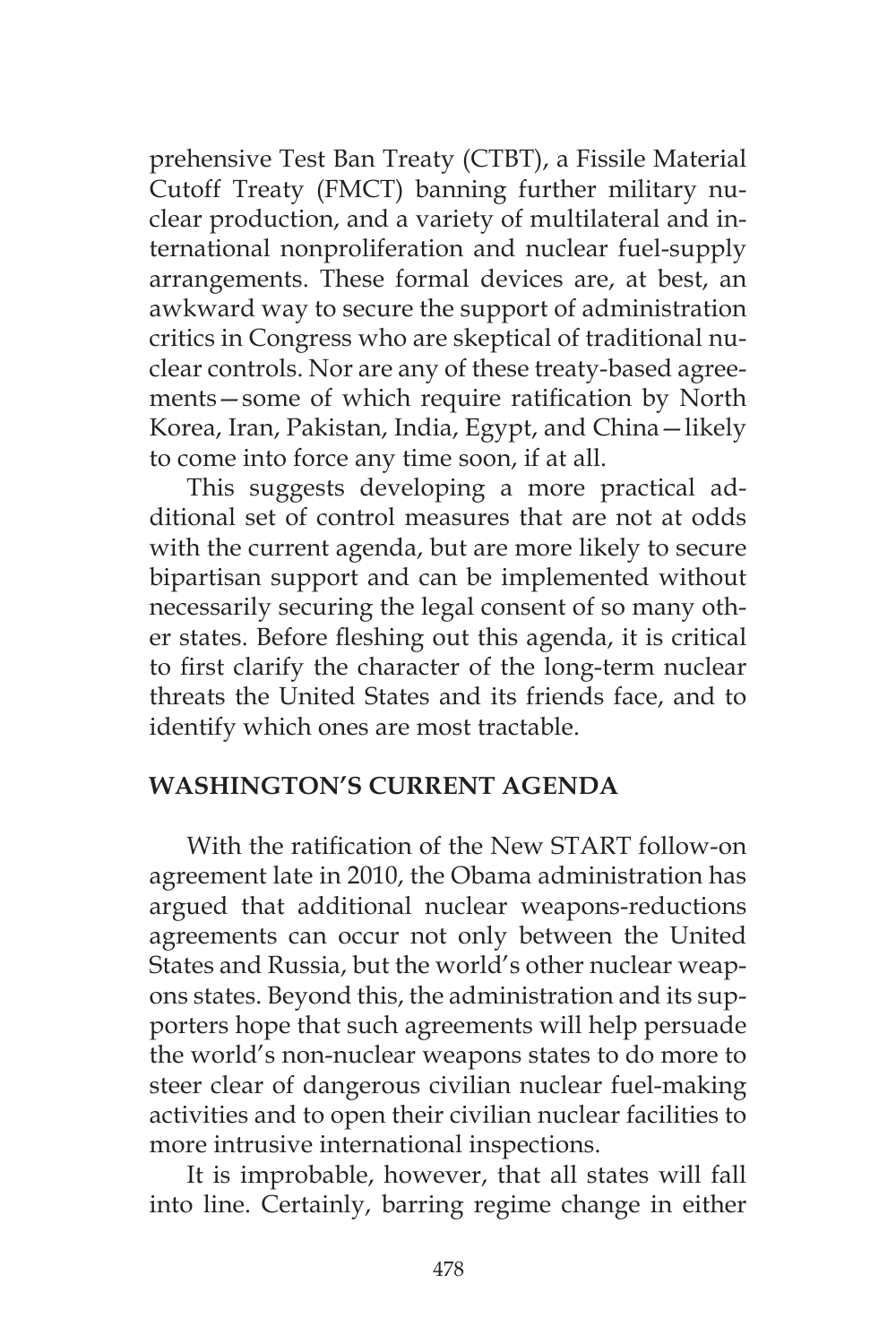prehensive Test Ban Treaty (CTBT), a Fissile Material Cutoff Treaty (FMCT) banning further military nuclear production, and a variety of multilateral and international nonproliferation and nuclear fuel-supply arrangements. These formal devices are, at best, an awkward way to secure the support of administration critics in Congress who are skeptical of traditional nuclear controls. Nor are any of these treaty-based agreements—some of which require ratification by North Korea, Iran, Pakistan, India, Egypt, and China—likely to come into force any time soon, if at all.

This suggests developing a more practical additional set of control measures that are not at odds with the current agenda, but are more likely to secure bipartisan support and can be implemented without necessarily securing the legal consent of so many other states. Before fleshing out this agenda, it is critical to first clarify the character of the long-term nuclear threats the United States and its friends face, and to identify which ones are most tractable.

## WASHINGTON'S CURRENT AGENDA

With the ratification of the New START follow-on agreement late in 2010, the Obama administration has argued that additional nuclear weapons-reductions agreements can occur not only between the United States and Russia, but the world's other nuclear weapons states. Beyond this, the administration and its supporters hope that such agreements will help persuade the world's non-nuclear weapons states to do more to steer clear of dangerous civilian nuclear fuel-making activities and to open their civilian nuclear facilities to more intrusive international inspections.

It is improbable, however, that all states will fall into line. Certainly, barring regime change in either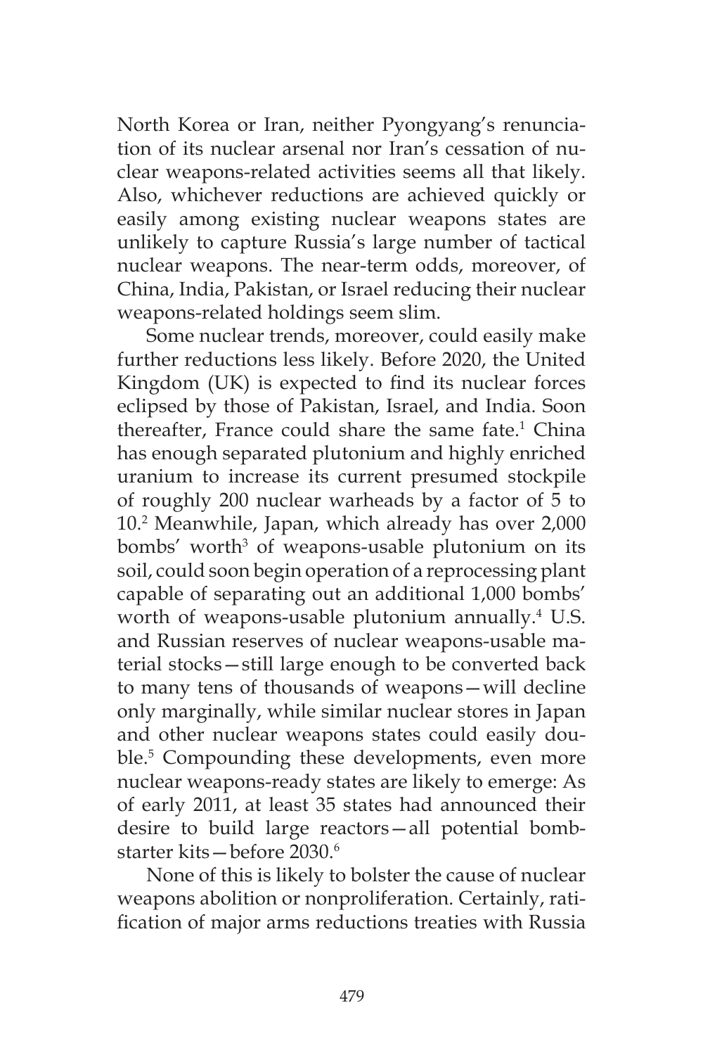North Korea or Iran, neither Pyongyang's renunciation of its nuclear arsenal nor Iran's cessation of nuclear weapons-related activities seems all that likely. Also, whichever reductions are achieved quickly or easily among existing nuclear weapons states are unlikely to capture Russia's large number of tactical nuclear weapons. The near-term odds, moreover, of China, India, Pakistan, or Israel reducing their nuclear weapons-related holdings seem slim.

Some nuclear trends, moreover, could easily make further reductions less likely. Before 2020, the United Kingdom (UK) is expected to find its nuclear forces eclipsed by those of Pakistan, Israel, and India. Soon thereafter, France could share the same fate.[1] China has enough separated plutonium and highly enriched uranium to increase its current presumed stockpile of roughly 200 nuclear warheads by a factor of 5 to 10.[2] Meanwhile, Japan, which already has over 2,000 bombs' worth[3] of weapons-usable plutonium on its soil, could soon begin operation of a reprocessing plant capable of separating out an additional 1,000 bombs' worth of weapons-usable plutonium annually.[4] U.S. and Russian reserves of nuclear weapons-usable material stocks—still large enough to be converted back to many tens of thousands of weapons—will decline only marginally, while similar nuclear stores in Japan and other nuclear weapons states could easily double.[5] Compounding these developments, even more nuclear weapons-ready states are likely to emerge: As of early 2011, at least 35 states had announced their desire to build large reactors—all potential bomb-starter kits—before 2030.[6]

None of this is likely to bolster the cause of nuclear weapons abolition or nonproliferation. Certainly, ratification of major arms reductions treaties with Russia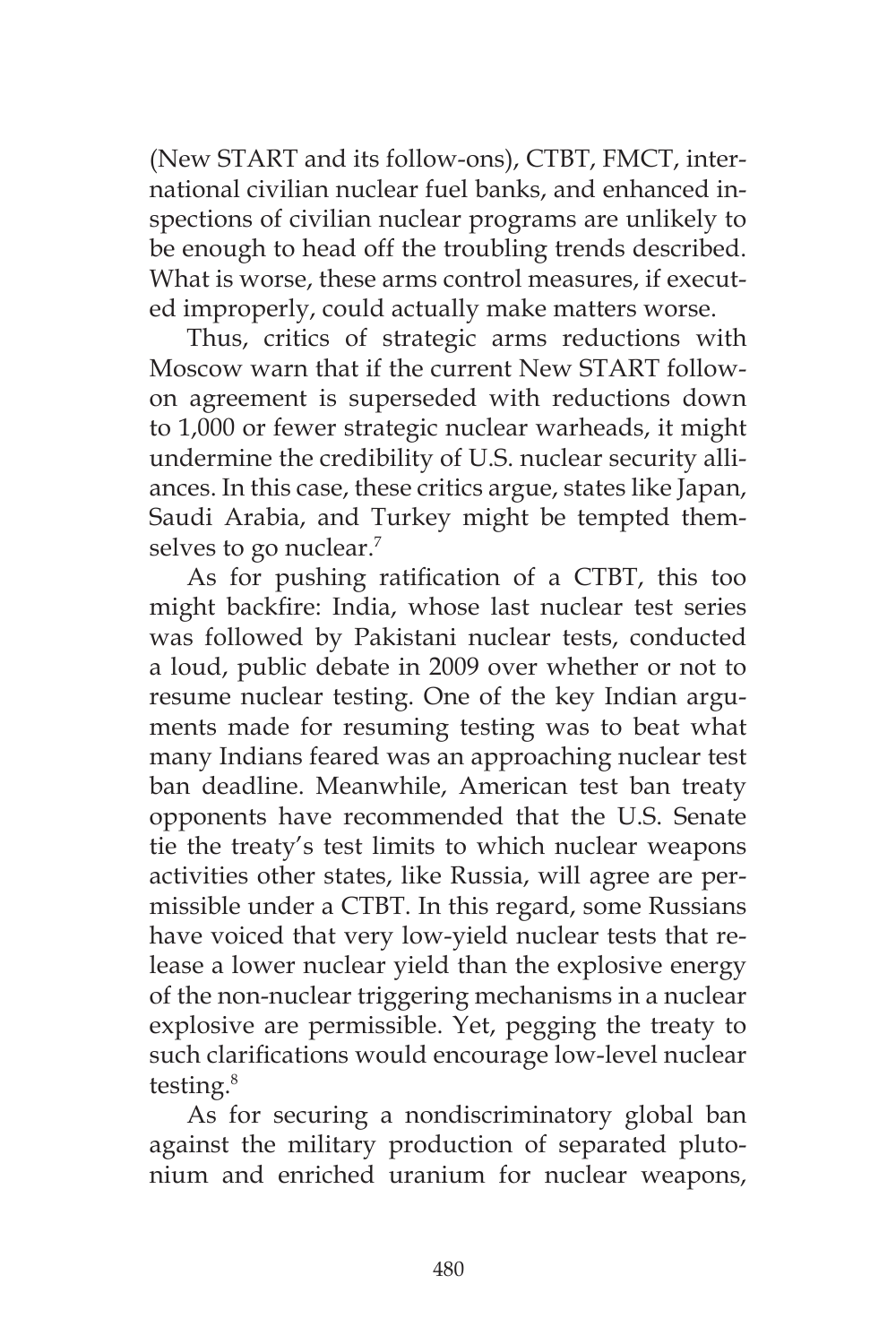(New START and its follow-ons), CTBT, FMCT, international civilian nuclear fuel banks, and enhanced inspections of civilian nuclear programs are unlikely to be enough to head off the troubling trends described. What is worse, these arms control measures, if executed improperly, could actually make matters worse.

Thus, critics of strategic arms reductions with Moscow warn that if the current New START follow-on agreement is superseded with reductions down to 1,000 or fewer strategic nuclear warheads, it might undermine the credibility of U.S. nuclear security alliances. In this case, these critics argue, states like Japan, Saudi Arabia, and Turkey might be tempted themselves to go nuclear.[7]

As for pushing ratification of a CTBT, this too might backfire: India, whose last nuclear test series was followed by Pakistani nuclear tests, conducted a loud, public debate in 2009 over whether or not to resume nuclear testing. One of the key Indian arguments made for resuming testing was to beat what many Indians feared was an approaching nuclear test ban deadline. Meanwhile, American test ban treaty opponents have recommended that the U.S. Senate tie the treaty's test limits to which nuclear weapons activities other states, like Russia, will agree are permissible under a CTBT. In this regard, some Russians have voiced that very low-yield nuclear tests that release a lower nuclear yield than the explosive energy of the non-nuclear triggering mechanisms in a nuclear explosive are permissible. Yet, pegging the treaty to such clarifications would encourage low-level nuclear testing.[8]

As for securing a nondiscriminatory global ban against the military production of separated plutonium and enriched uranium for nuclear weapons,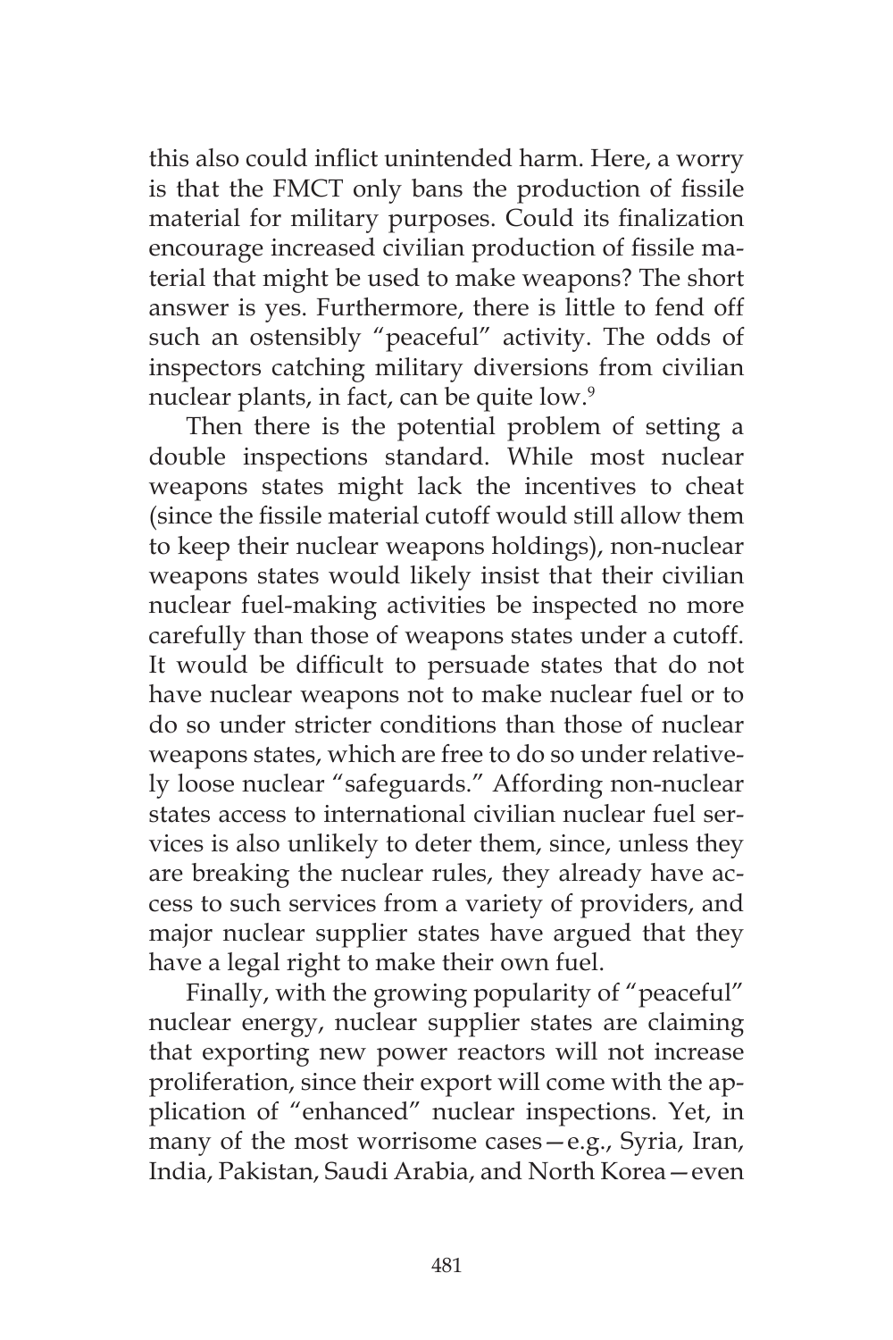this also could inflict unintended harm. Here, a worry is that the FMCT only bans the production of fissile material for military purposes. Could its finalization encourage increased civilian production of fissile material that might be used to make weapons? The short answer is yes. Furthermore, there is little to fend off such an ostensibly "peaceful" activity. The odds of inspectors catching military diversions from civilian nuclear plants, in fact, can be quite low.[9]

Then there is the potential problem of setting a double inspections standard. While most nuclear weapons states might lack the incentives to cheat (since the fissile material cutoff would still allow them to keep their nuclear weapons holdings), non-nuclear weapons states would likely insist that their civilian nuclear fuel-making activities be inspected no more carefully than those of weapons states under a cutoff. It would be difficult to persuade states that do not have nuclear weapons not to make nuclear fuel or to do so under stricter conditions than those of nuclear weapons states, which are free to do so under relatively loose nuclear "safeguards." Affording non-nuclear states access to international civilian nuclear fuel services is also unlikely to deter them, since, unless they are breaking the nuclear rules, they already have access to such services from a variety of providers, and major nuclear supplier states have argued that they have a legal right to make their own fuel.

Finally, with the growing popularity of "peaceful" nuclear energy, nuclear supplier states are claiming that exporting new power reactors will not increase proliferation, since their export will come with the application of "enhanced" nuclear inspections. Yet, in many of the most worrisome cases—e.g., Syria, Iran, India, Pakistan, Saudi Arabia, and North Korea—even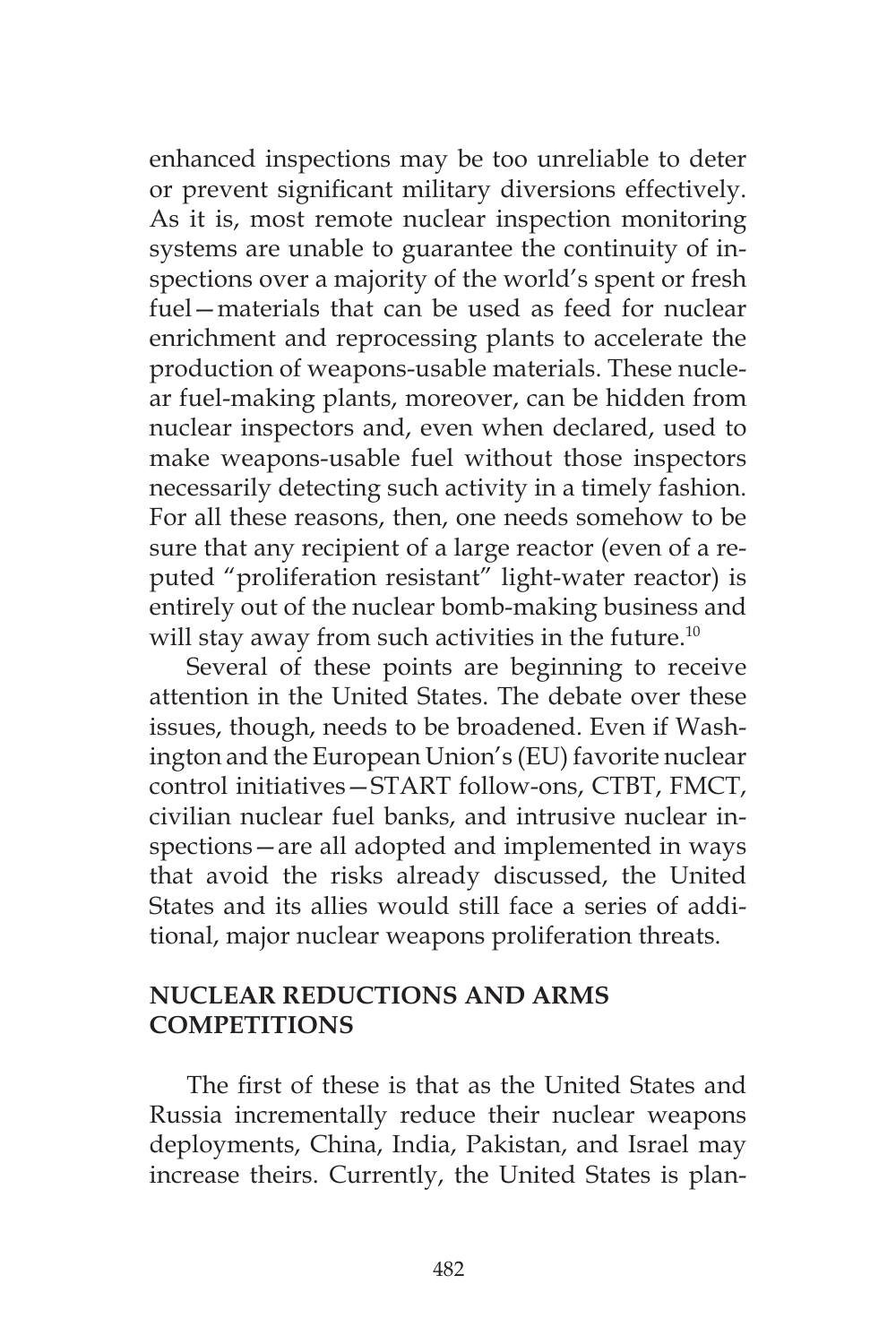enhanced inspections may be too unreliable to deter or prevent significant military diversions effectively. As it is, most remote nuclear inspection monitoring systems are unable to guarantee the continuity of inspections over a majority of the world's spent or fresh fuel—materials that can be used as feed for nuclear enrichment and reprocessing plants to accelerate the production of weapons-usable materials. These nuclear fuel-making plants, moreover, can be hidden from nuclear inspectors and, even when declared, used to make weapons-usable fuel without those inspectors necessarily detecting such activity in a timely fashion. For all these reasons, then, one needs somehow to be sure that any recipient of a large reactor (even of a reputed "proliferation resistant" light-water reactor) is entirely out of the nuclear bomb-making business and will stay away from such activities in the future.[10]

Several of these points are beginning to receive attention in the United States. The debate over these issues, though, needs to be broadened. Even if Washington and the European Union's (EU) favorite nuclear control initiatives—START follow-ons, CTBT, FMCT, civilian nuclear fuel banks, and intrusive nuclear inspections—are all adopted and implemented in ways that avoid the risks already discussed, the United States and its allies would still face a series of additional, major nuclear weapons proliferation threats.

## NUCLEAR REDUCTIONS AND ARMS COMPETITIONS

The first of these is that as the United States and Russia incrementally reduce their nuclear weapons deployments, China, India, Pakistan, and Israel may increase theirs. Currently, the United States is plan-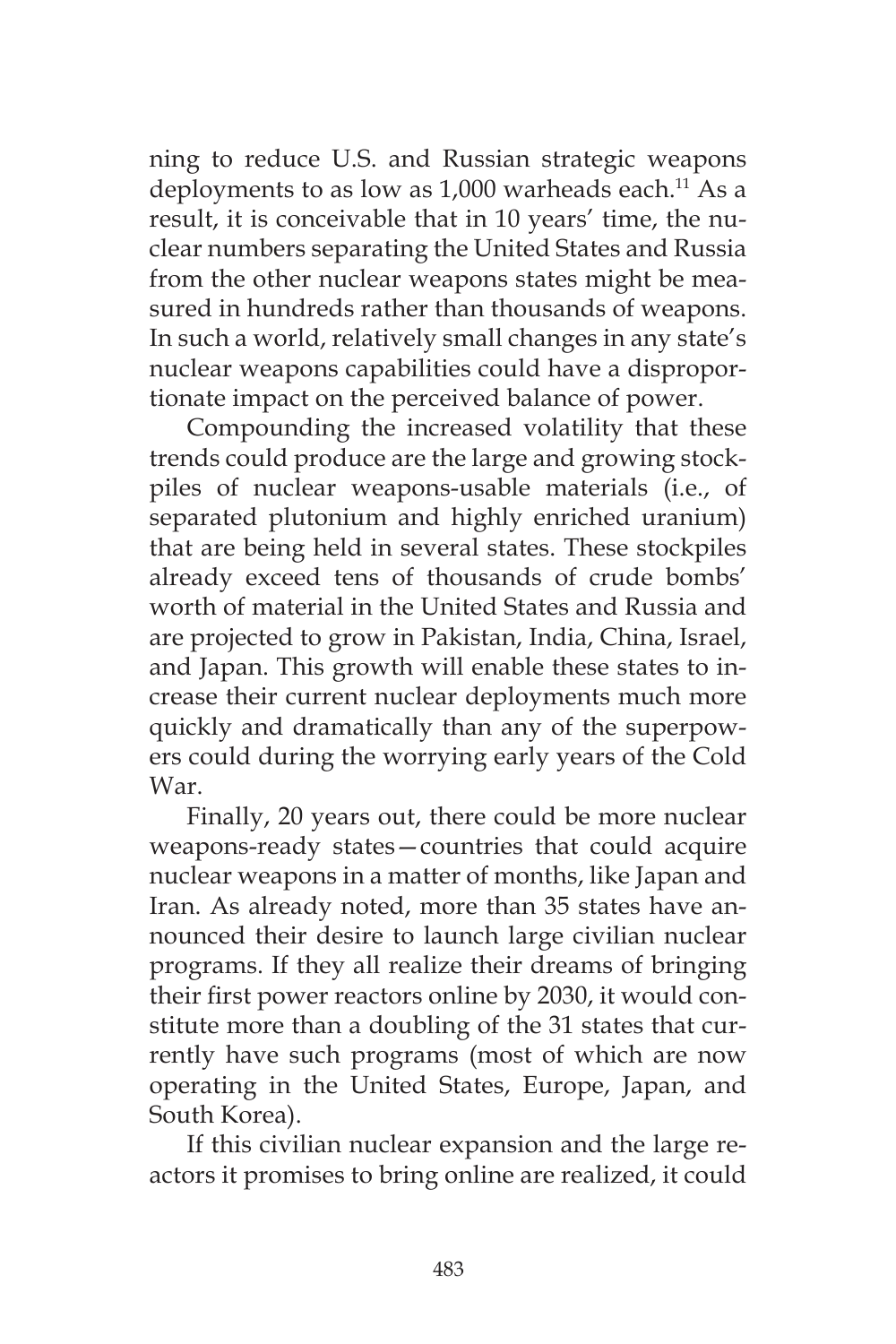ning to reduce U.S. and Russian strategic weapons deployments to as low as 1,000 warheads each.[11] As a result, it is conceivable that in 10 years' time, the nuclear numbers separating the United States and Russia from the other nuclear weapons states might be measured in hundreds rather than thousands of weapons. In such a world, relatively small changes in any state's nuclear weapons capabilities could have a disproportionate impact on the perceived balance of power.

Compounding the increased volatility that these trends could produce are the large and growing stockpiles of nuclear weapons-usable materials (i.e., of separated plutonium and highly enriched uranium) that are being held in several states. These stockpiles already exceed tens of thousands of crude bombs' worth of material in the United States and Russia and are projected to grow in Pakistan, India, China, Israel, and Japan. This growth will enable these states to increase their current nuclear deployments much more quickly and dramatically than any of the superpowers could during the worrying early years of the Cold War.

Finally, 20 years out, there could be more nuclear weapons-ready states—countries that could acquire nuclear weapons in a matter of months, like Japan and Iran. As already noted, more than 35 states have announced their desire to launch large civilian nuclear programs. If they all realize their dreams of bringing their first power reactors online by 2030, it would constitute more than a doubling of the 31 states that currently have such programs (most of which are now operating in the United States, Europe, Japan, and South Korea).

If this civilian nuclear expansion and the large reactors it promises to bring online are realized, it could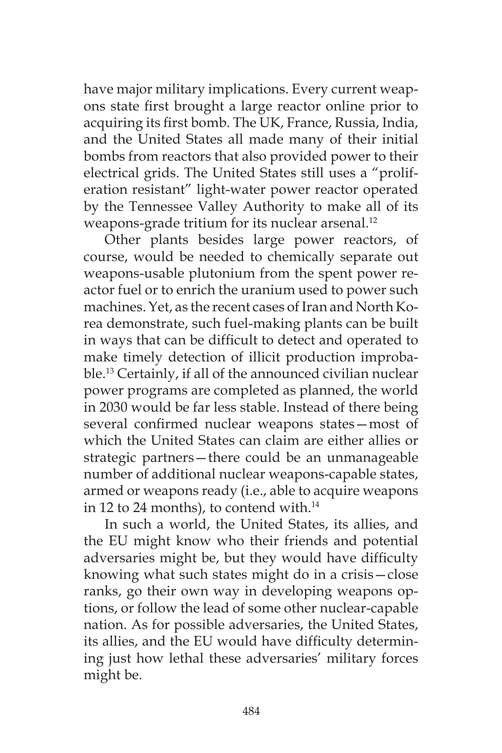have major military implications. Every current weapons state first brought a large reactor online prior to acquiring its first bomb. The UK, France, Russia, India, and the United States all made many of their initial bombs from reactors that also provided power to their electrical grids. The United States still uses a "proliferation resistant" light-water power reactor operated by the Tennessee Valley Authority to make all of its weapons-grade tritium for its nuclear arsenal.[12]

Other plants besides large power reactors, of course, would be needed to chemically separate out weapons-usable plutonium from the spent power reactor fuel or to enrich the uranium used to power such machines. Yet, as the recent cases of Iran and North Korea demonstrate, such fuel-making plants can be built in ways that can be difficult to detect and operated to make timely detection of illicit production improbable.[13] Certainly, if all of the announced civilian nuclear power programs are completed as planned, the world in 2030 would be far less stable. Instead of there being several confirmed nuclear weapons states—most of which the United States can claim are either allies or strategic partners—there could be an unmanageable number of additional nuclear weapons-capable states, armed or weapons ready (i.e., able to acquire weapons in 12 to 24 months), to contend with.[14]

In such a world, the United States, its allies, and the EU might know who their friends and potential adversaries might be, but they would have difficulty knowing what such states might do in a crisis—close ranks, go their own way in developing weapons options, or follow the lead of some other nuclear-capable nation. As for possible adversaries, the United States, its allies, and the EU would have difficulty determining just how lethal these adversaries' military forces might be.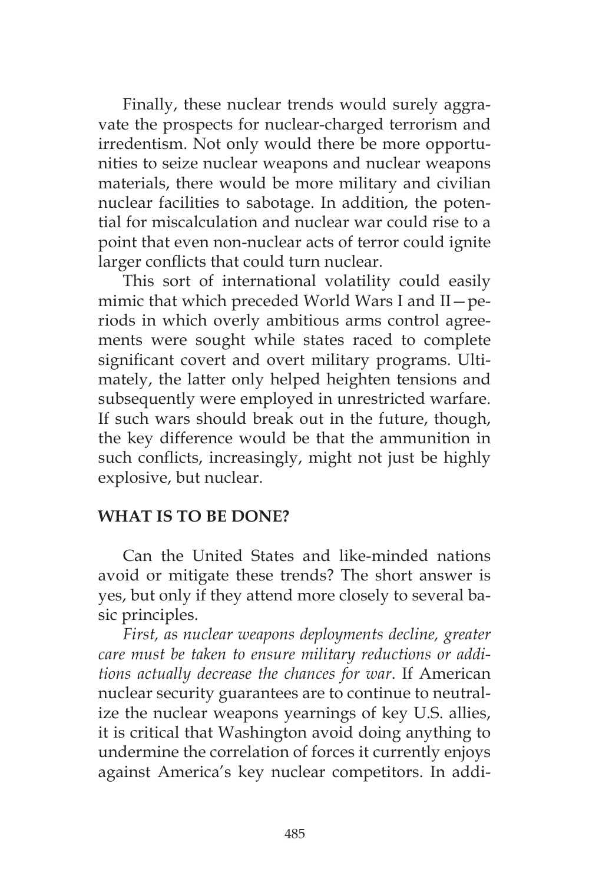Finally, these nuclear trends would surely aggravate the prospects for nuclear-charged terrorism and irredentism. Not only would there be more opportunities to seize nuclear weapons and nuclear weapons materials, there would be more military and civilian nuclear facilities to sabotage. In addition, the potential for miscalculation and nuclear war could rise to a point that even non-nuclear acts of terror could ignite larger conflicts that could turn nuclear.

This sort of international volatility could easily mimic that which preceded World Wars I and II—periods in which overly ambitious arms control agreements were sought while states raced to complete significant covert and overt military programs. Ultimately, the latter only helped heighten tensions and subsequently were employed in unrestricted warfare. If such wars should break out in the future, though, the key difference would be that the ammunition in such conflicts, increasingly, might not just be highly explosive, but nuclear.

## WHAT IS TO BE DONE?

Can the United States and like-minded nations avoid or mitigate these trends? The short answer is yes, but only if they attend more closely to several basic principles.

*First, as nuclear weapons deployments decline, greater care must be taken to ensure military reductions or additions actually decrease the chances for war*. If American nuclear security guarantees are to continue to neutralize the nuclear weapons yearnings of key U.S. allies, it is critical that Washington avoid doing anything to undermine the correlation of forces it currently enjoys against America's key nuclear competitors. In addi-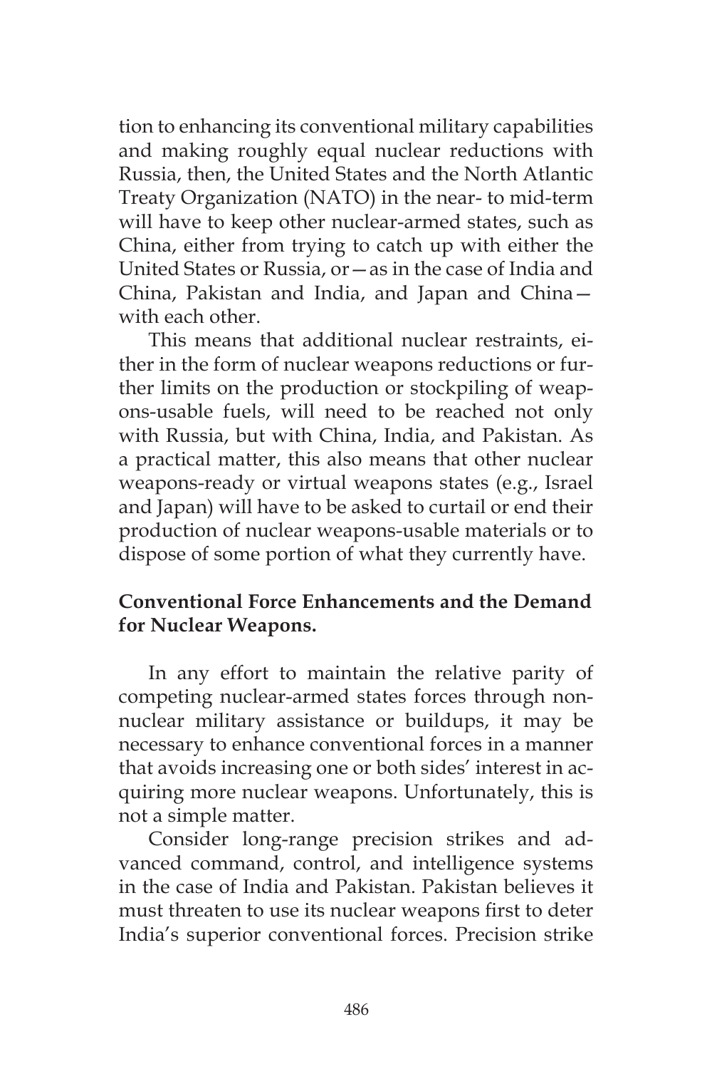tion to enhancing its conventional military capabilities and making roughly equal nuclear reductions with Russia, then, the United States and the North Atlantic Treaty Organization (NATO) in the near- to mid-term will have to keep other nuclear-armed states, such as China, either from trying to catch up with either the United States or Russia, or—as in the case of India and China, Pakistan and India, and Japan and China—with each other.

This means that additional nuclear restraints, either in the form of nuclear weapons reductions or further limits on the production or stockpiling of weapons-usable fuels, will need to be reached not only with Russia, but with China, India, and Pakistan. As a practical matter, this also means that other nuclear weapons-ready or virtual weapons states (e.g., Israel and Japan) will have to be asked to curtail or end their production of nuclear weapons-usable materials or to dispose of some portion of what they currently have.

**Conventional Force Enhancements and the Demand for Nuclear Weapons.**

In any effort to maintain the relative parity of competing nuclear-armed states forces through non-nuclear military assistance or buildups, it may be necessary to enhance conventional forces in a manner that avoids increasing one or both sides' interest in acquiring more nuclear weapons. Unfortunately, this is not a simple matter.

Consider long-range precision strikes and advanced command, control, and intelligence systems in the case of India and Pakistan. Pakistan believes it must threaten to use its nuclear weapons first to deter India's superior conventional forces. Precision strike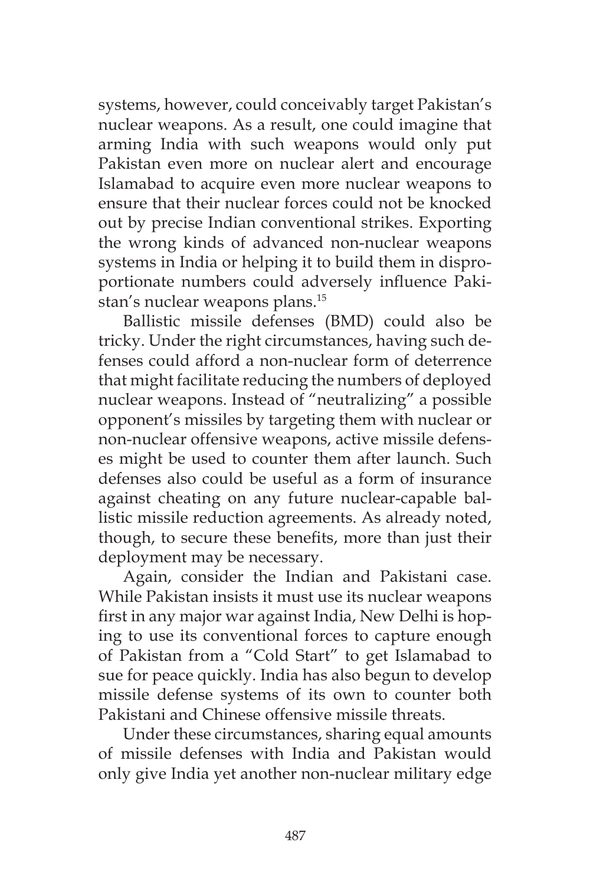systems, however, could conceivably target Pakistan's nuclear weapons. As a result, one could imagine that arming India with such weapons would only put Pakistan even more on nuclear alert and encourage Islamabad to acquire even more nuclear weapons to ensure that their nuclear forces could not be knocked out by precise Indian conventional strikes. Exporting the wrong kinds of advanced non-nuclear weapons systems in India or helping it to build them in disproportionate numbers could adversely influence Pakistan's nuclear weapons plans.[15]

Ballistic missile defenses (BMD) could also be tricky. Under the right circumstances, having such defenses could afford a non-nuclear form of deterrence that might facilitate reducing the numbers of deployed nuclear weapons. Instead of "neutralizing" a possible opponent's missiles by targeting them with nuclear or non-nuclear offensive weapons, active missile defenses might be used to counter them after launch. Such defenses also could be useful as a form of insurance against cheating on any future nuclear-capable ballistic missile reduction agreements. As already noted, though, to secure these benefits, more than just their deployment may be necessary.

Again, consider the Indian and Pakistani case. While Pakistan insists it must use its nuclear weapons first in any major war against India, New Delhi is hoping to use its conventional forces to capture enough of Pakistan from a "Cold Start" to get Islamabad to sue for peace quickly. India has also begun to develop missile defense systems of its own to counter both Pakistani and Chinese offensive missile threats.

Under these circumstances, sharing equal amounts of missile defenses with India and Pakistan would only give India yet another non-nuclear military edge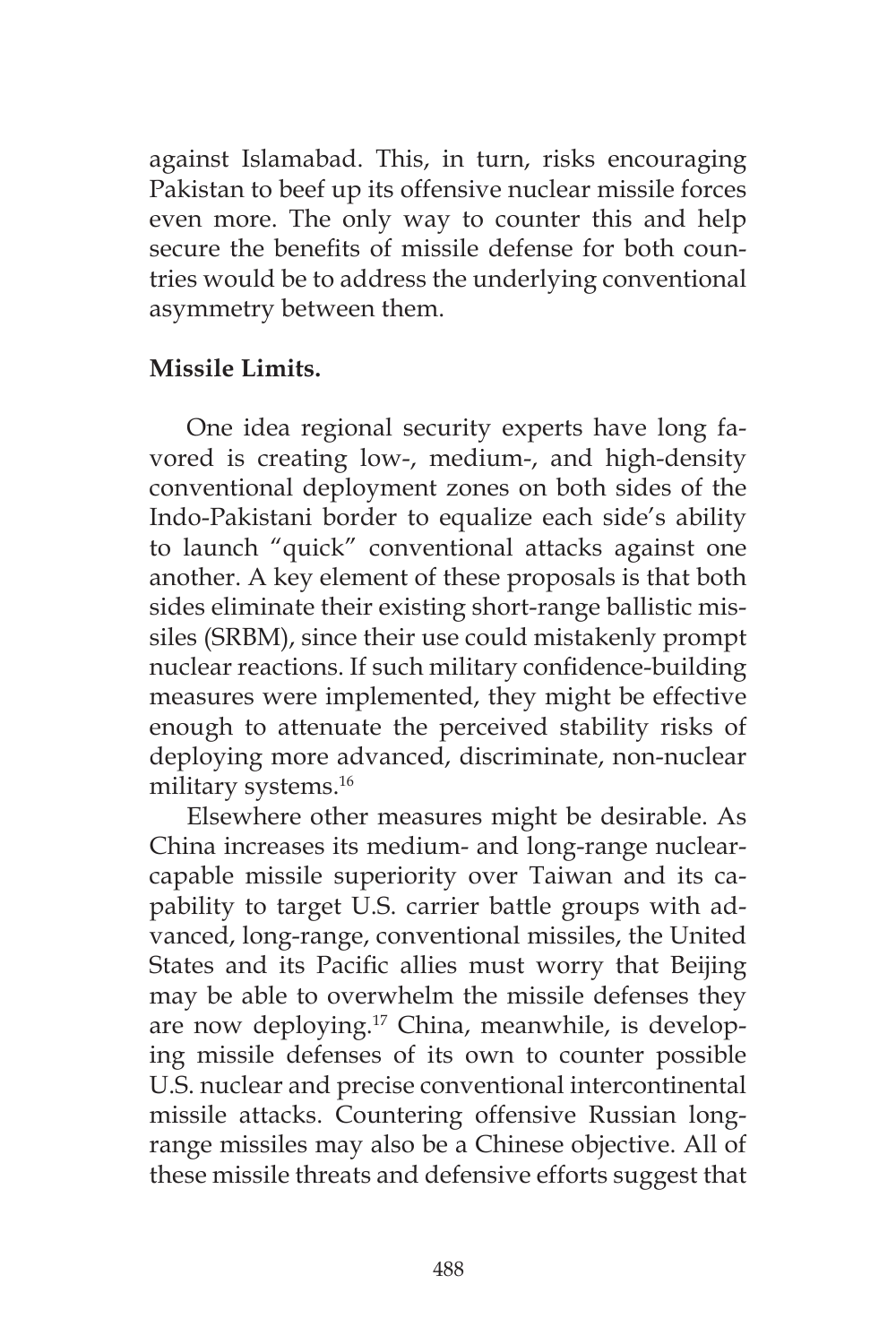against Islamabad. This, in turn, risks encouraging Pakistan to beef up its offensive nuclear missile forces even more. The only way to counter this and help secure the benefits of missile defense for both countries would be to address the underlying conventional asymmetry between them.

**Missile Limits.**

One idea regional security experts have long favored is creating low-, medium-, and high-density conventional deployment zones on both sides of the Indo-Pakistani border to equalize each side's ability to launch "quick" conventional attacks against one another. A key element of these proposals is that both sides eliminate their existing short-range ballistic missiles (SRBM), since their use could mistakenly prompt nuclear reactions. If such military confidence-building measures were implemented, they might be effective enough to attenuate the perceived stability risks of deploying more advanced, discriminate, non-nuclear military systems.[16]

Elsewhere other measures might be desirable. As China increases its medium- and long-range nuclear-capable missile superiority over Taiwan and its capability to target U.S. carrier battle groups with advanced, long-range, conventional missiles, the United States and its Pacific allies must worry that Beijing may be able to overwhelm the missile defenses they are now deploying.[17] China, meanwhile, is developing missile defenses of its own to counter possible U.S. nuclear and precise conventional intercontinental missile attacks. Countering offensive Russian long-range missiles may also be a Chinese objective. All of these missile threats and defensive efforts suggest that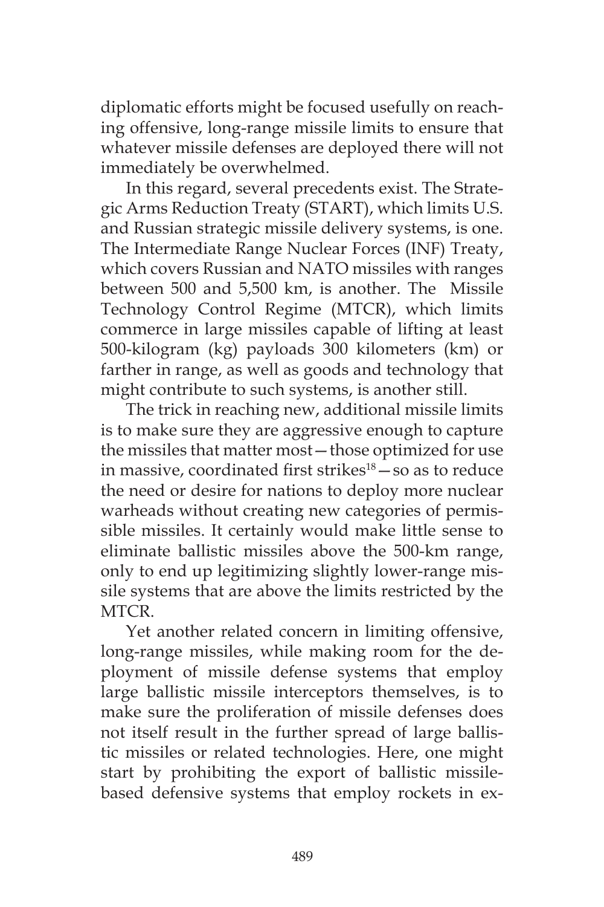diplomatic efforts might be focused usefully on reaching offensive, long-range missile limits to ensure that whatever missile defenses are deployed there will not immediately be overwhelmed.

In this regard, several precedents exist. The Strategic Arms Reduction Treaty (START), which limits U.S. and Russian strategic missile delivery systems, is one. The Intermediate Range Nuclear Forces (INF) Treaty, which covers Russian and NATO missiles with ranges between 500 and 5,500 km, is another. The Missile Technology Control Regime (MTCR), which limits commerce in large missiles capable of lifting at least 500-kilogram (kg) payloads 300 kilometers (km) or farther in range, as well as goods and technology that might contribute to such systems, is another still.

The trick in reaching new, additional missile limits is to make sure they are aggressive enough to capture the missiles that matter most—those optimized for use in massive, coordinated first strikes[18]—so as to reduce the need or desire for nations to deploy more nuclear warheads without creating new categories of permissible missiles. It certainly would make little sense to eliminate ballistic missiles above the 500-km range, only to end up legitimizing slightly lower-range missile systems that are above the limits restricted by the MTCR.

Yet another related concern in limiting offensive, long-range missiles, while making room for the deployment of missile defense systems that employ large ballistic missile interceptors themselves, is to make sure the proliferation of missile defenses does not itself result in the further spread of large ballistic missiles or related technologies. Here, one might start by prohibiting the export of ballistic missile-based defensive systems that employ rockets in ex-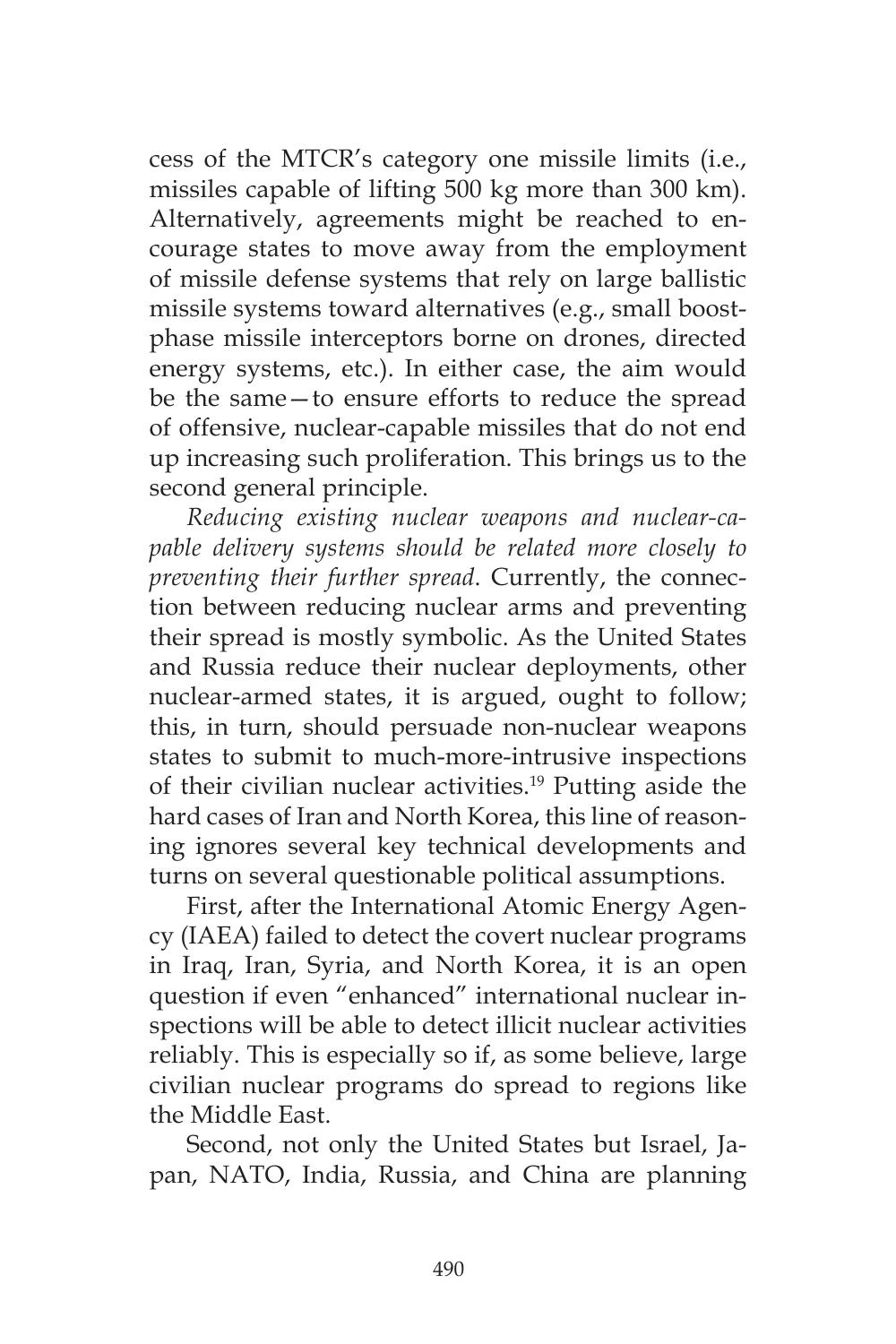cess of the MTCR's category one missile limits (i.e., missiles capable of lifting 500 kg more than 300 km). Alternatively, agreements might be reached to encourage states to move away from the employment of missile defense systems that rely on large ballistic missile systems toward alternatives (e.g., small boost-phase missile interceptors borne on drones, directed energy systems, etc.). In either case, the aim would be the same—to ensure efforts to reduce the spread of offensive, nuclear-capable missiles that do not end up increasing such proliferation. This brings us to the second general principle.

*Reducing existing nuclear weapons and nuclear-capable delivery systems should be related more closely to preventing their further spread*. Currently, the connection between reducing nuclear arms and preventing their spread is mostly symbolic. As the United States and Russia reduce their nuclear deployments, other nuclear-armed states, it is argued, ought to follow; this, in turn, should persuade non-nuclear weapons states to submit to much-more-intrusive inspections of their civilian nuclear activities.[19] Putting aside the hard cases of Iran and North Korea, this line of reasoning ignores several key technical developments and turns on several questionable political assumptions.

First, after the International Atomic Energy Agency (IAEA) failed to detect the covert nuclear programs in Iraq, Iran, Syria, and North Korea, it is an open question if even "enhanced" international nuclear inspections will be able to detect illicit nuclear activities reliably. This is especially so if, as some believe, large civilian nuclear programs do spread to regions like the Middle East.

Second, not only the United States but Israel, Japan, NATO, India, Russia, and China are planning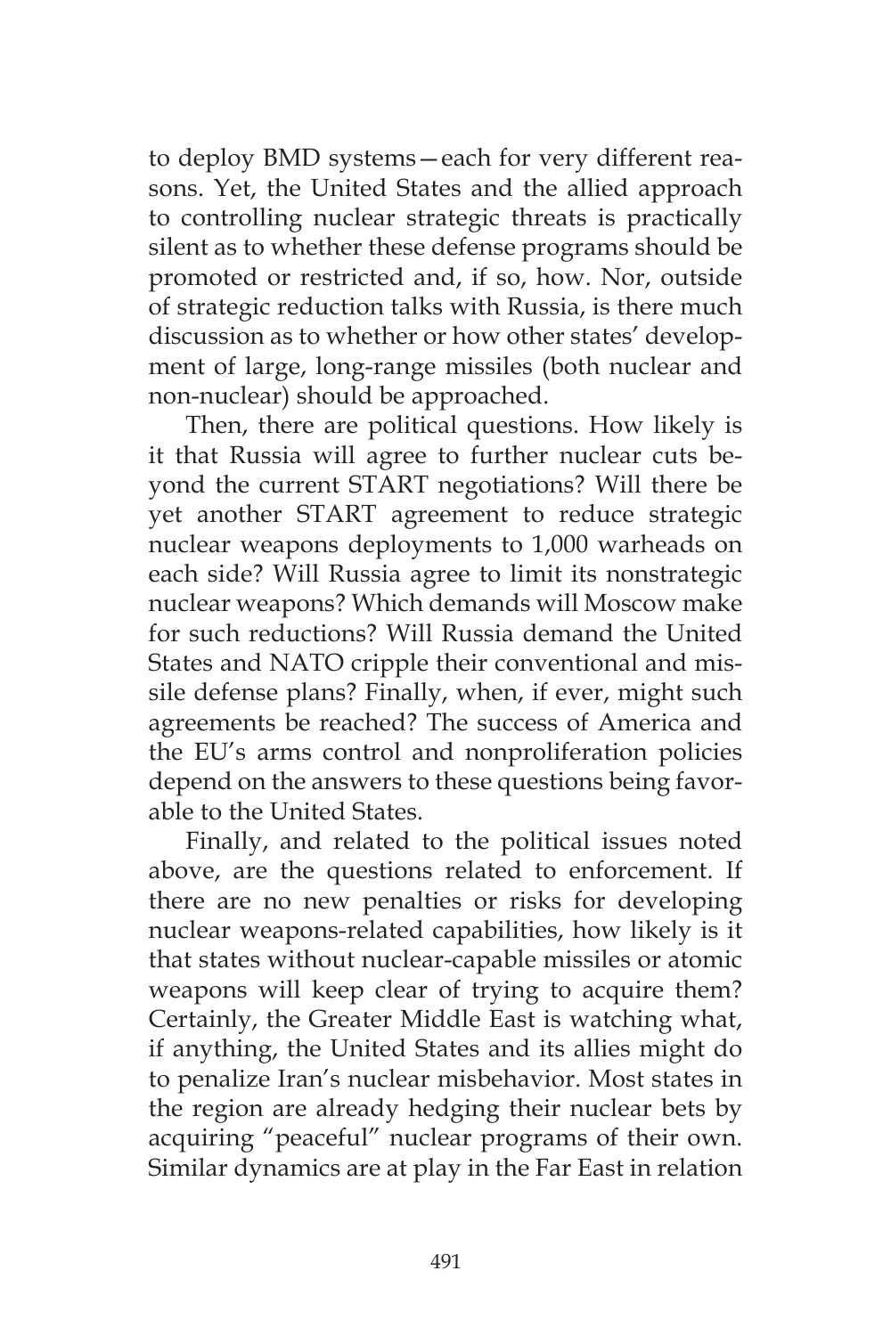to deploy BMD systems—each for very different reasons. Yet, the United States and the allied approach to controlling nuclear strategic threats is practically silent as to whether these defense programs should be promoted or restricted and, if so, how. Nor, outside of strategic reduction talks with Russia, is there much discussion as to whether or how other states' development of large, long-range missiles (both nuclear and non-nuclear) should be approached.

Then, there are political questions. How likely is it that Russia will agree to further nuclear cuts beyond the current START negotiations? Will there be yet another START agreement to reduce strategic nuclear weapons deployments to 1,000 warheads on each side? Will Russia agree to limit its nonstrategic nuclear weapons? Which demands will Moscow make for such reductions? Will Russia demand the United States and NATO cripple their conventional and missile defense plans? Finally, when, if ever, might such agreements be reached? The success of America and the EU's arms control and nonproliferation policies depend on the answers to these questions being favorable to the United States.

Finally, and related to the political issues noted above, are the questions related to enforcement. If there are no new penalties or risks for developing nuclear weapons-related capabilities, how likely is it that states without nuclear-capable missiles or atomic weapons will keep clear of trying to acquire them? Certainly, the Greater Middle East is watching what, if anything, the United States and its allies might do to penalize Iran's nuclear misbehavior. Most states in the region are already hedging their nuclear bets by acquiring "peaceful" nuclear programs of their own. Similar dynamics are at play in the Far East in relation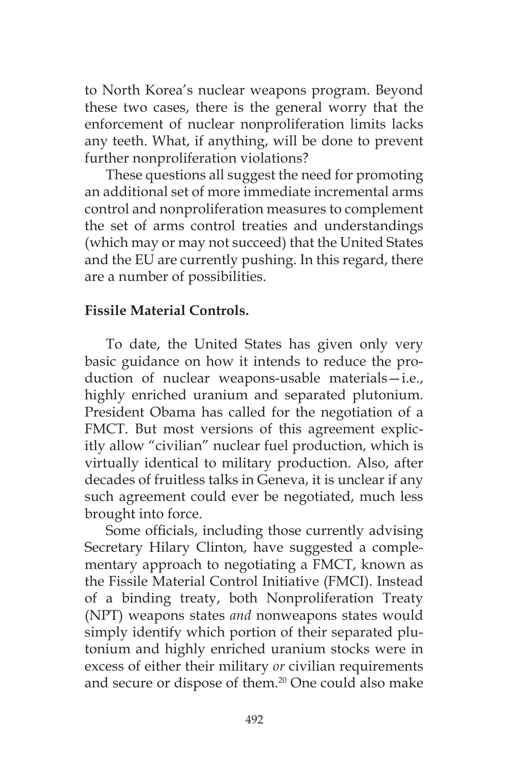to North Korea's nuclear weapons program. Beyond these two cases, there is the general worry that the enforcement of nuclear nonproliferation limits lacks any teeth. What, if anything, will be done to prevent further nonproliferation violations?

These questions all suggest the need for promoting an additional set of more immediate incremental arms control and nonproliferation measures to complement the set of arms control treaties and understandings (which may or may not succeed) that the United States and the EU are currently pushing. In this regard, there are a number of possibilities.

**Fissile Material Controls.**

To date, the United States has given only very basic guidance on how it intends to reduce the production of nuclear weapons-usable materials—i.e., highly enriched uranium and separated plutonium. President Obama has called for the negotiation of a FMCT. But most versions of this agreement explicitly allow "civilian" nuclear fuel production, which is virtually identical to military production. Also, after decades of fruitless talks in Geneva, it is unclear if any such agreement could ever be negotiated, much less brought into force.

Some officials, including those currently advising Secretary Hilary Clinton, have suggested a complementary approach to negotiating a FMCT, known as the Fissile Material Control Initiative (FMCI). Instead of a binding treaty, both Nonproliferation Treaty (NPT) weapons states *and* nonweapons states would simply identify which portion of their separated plutonium and highly enriched uranium stocks were in excess of either their military *or* civilian requirements and secure or dispose of them.[20] One could also make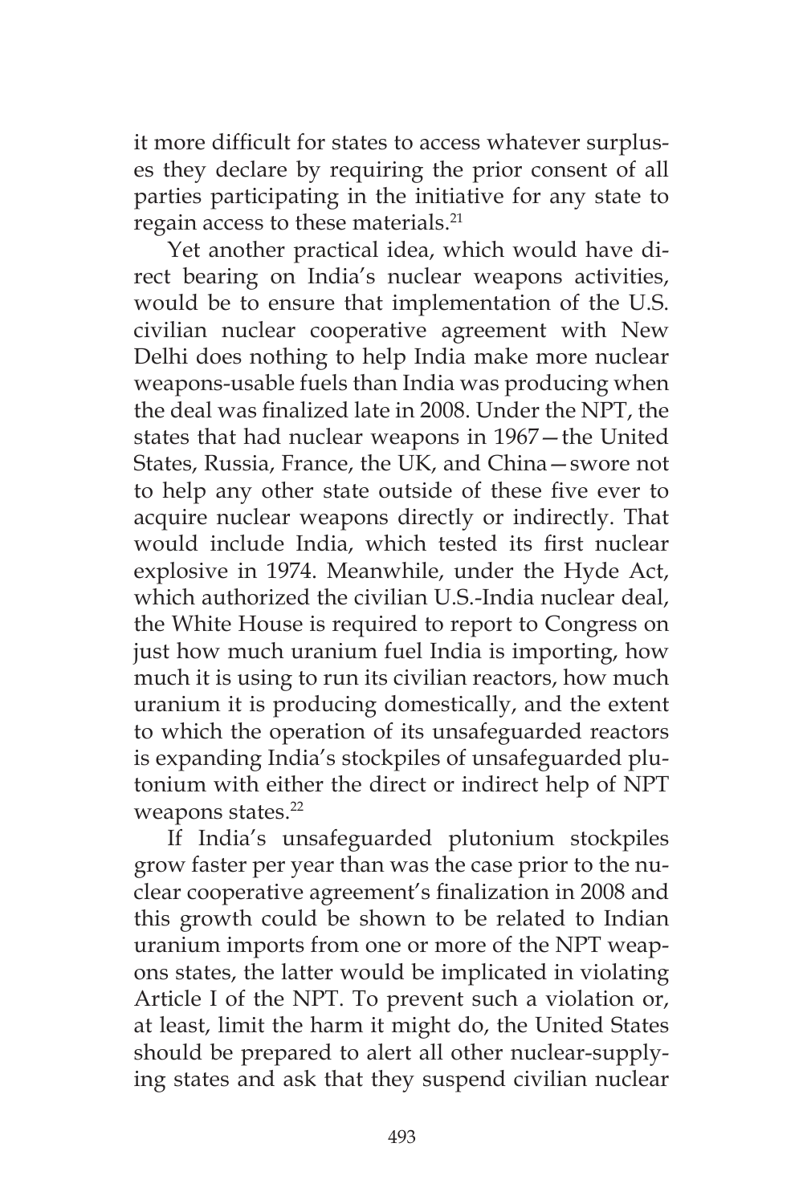it more difficult for states to access whatever surpluses they declare by requiring the prior consent of all parties participating in the initiative for any state to regain access to these materials.[21]

Yet another practical idea, which would have direct bearing on India's nuclear weapons activities, would be to ensure that implementation of the U.S. civilian nuclear cooperative agreement with New Delhi does nothing to help India make more nuclear weapons-usable fuels than India was producing when the deal was finalized late in 2008. Under the NPT, the states that had nuclear weapons in 1967—the United States, Russia, France, the UK, and China—swore not to help any other state outside of these five ever to acquire nuclear weapons directly or indirectly. That would include India, which tested its first nuclear explosive in 1974. Meanwhile, under the Hyde Act, which authorized the civilian U.S.-India nuclear deal, the White House is required to report to Congress on just how much uranium fuel India is importing, how much it is using to run its civilian reactors, how much uranium it is producing domestically, and the extent to which the operation of its unsafeguarded reactors is expanding India's stockpiles of unsafeguarded plutonium with either the direct or indirect help of NPT weapons states.[22]

If India's unsafeguarded plutonium stockpiles grow faster per year than was the case prior to the nuclear cooperative agreement's finalization in 2008 and this growth could be shown to be related to Indian uranium imports from one or more of the NPT weapons states, the latter would be implicated in violating Article I of the NPT. To prevent such a violation or, at least, limit the harm it might do, the United States should be prepared to alert all other nuclear-supplying states and ask that they suspend civilian nuclear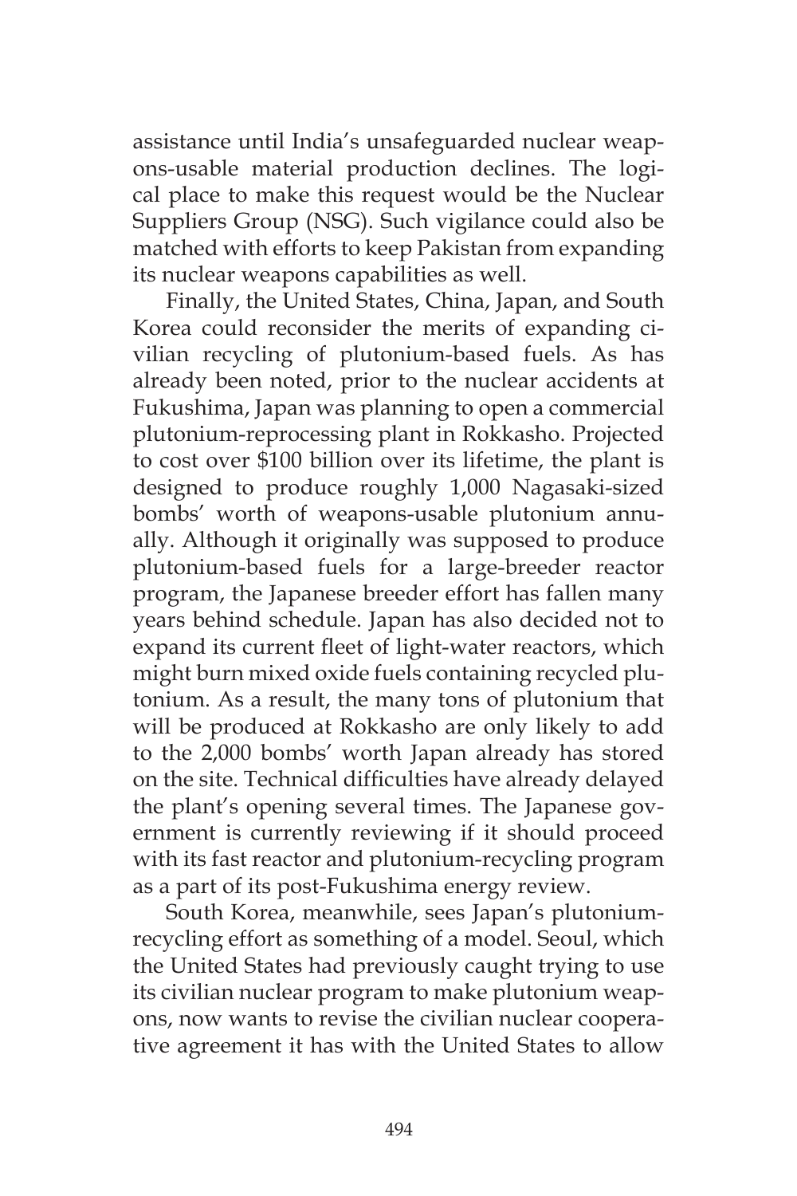assistance until India's unsafeguarded nuclear weapons-usable material production declines. The logical place to make this request would be the Nuclear Suppliers Group (NSG). Such vigilance could also be matched with efforts to keep Pakistan from expanding its nuclear weapons capabilities as well.

Finally, the United States, China, Japan, and South Korea could reconsider the merits of expanding civilian recycling of plutonium-based fuels. As has already been noted, prior to the nuclear accidents at Fukushima, Japan was planning to open a commercial plutonium-reprocessing plant in Rokkasho. Projected to cost over $100 billion over its lifetime, the plant is designed to produce roughly 1,000 Nagasaki-sized bombs' worth of weapons-usable plutonium annually. Although it originally was supposed to produce plutonium-based fuels for a large-breeder reactor program, the Japanese breeder effort has fallen many years behind schedule. Japan has also decided not to expand its current fleet of light-water reactors, which might burn mixed oxide fuels containing recycled plutonium. As a result, the many tons of plutonium that will be produced at Rokkasho are only likely to add to the 2,000 bombs' worth Japan already has stored on the site. Technical difficulties have already delayed the plant's opening several times. The Japanese government is currently reviewing if it should proceed with its fast reactor and plutonium-recycling program as a part of its post-Fukushima energy review.

South Korea, meanwhile, sees Japan's plutonium-recycling effort as something of a model. Seoul, which the United States had previously caught trying to use its civilian nuclear program to make plutonium weapons, now wants to revise the civilian nuclear cooperative agreement it has with the United States to allow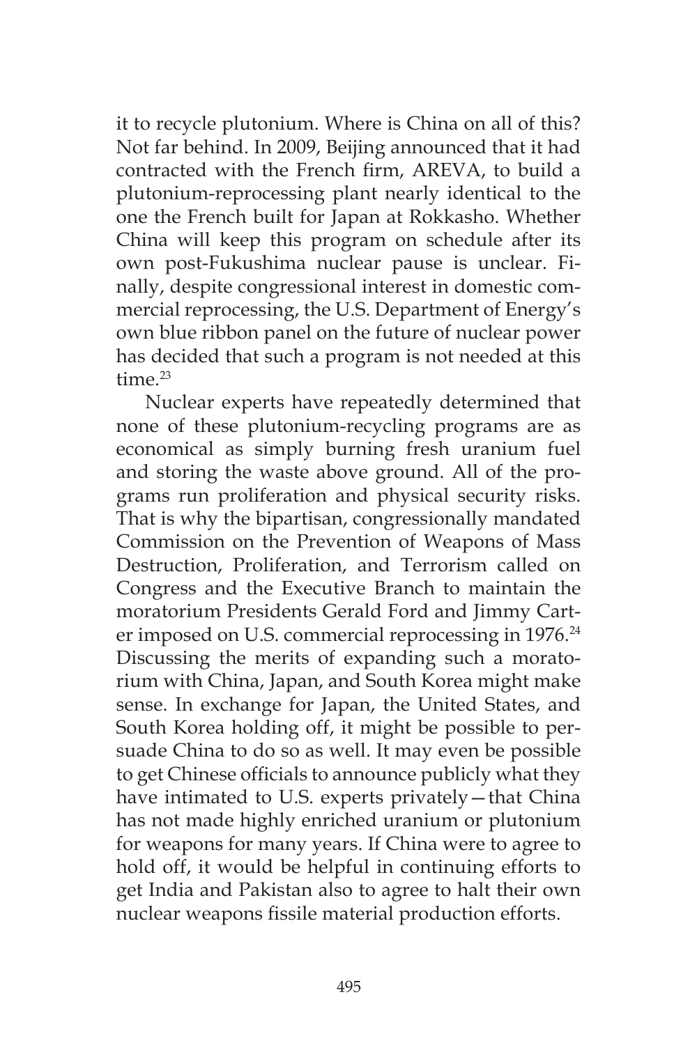it to recycle plutonium. Where is China on all of this? Not far behind. In 2009, Beijing announced that it had contracted with the French firm, AREVA, to build a plutonium-reprocessing plant nearly identical to the one the French built for Japan at Rokkasho. Whether China will keep this program on schedule after its own post-Fukushima nuclear pause is unclear. Finally, despite congressional interest in domestic commercial reprocessing, the U.S. Department of Energy's own blue ribbon panel on the future of nuclear power has decided that such a program is not needed at this time.[23]

Nuclear experts have repeatedly determined that none of these plutonium-recycling programs are as economical as simply burning fresh uranium fuel and storing the waste above ground. All of the programs run proliferation and physical security risks. That is why the bipartisan, congressionally mandated Commission on the Prevention of Weapons of Mass Destruction, Proliferation, and Terrorism called on Congress and the Executive Branch to maintain the moratorium Presidents Gerald Ford and Jimmy Carter imposed on U.S. commercial reprocessing in 1976.[24] Discussing the merits of expanding such a moratorium with China, Japan, and South Korea might make sense. In exchange for Japan, the United States, and South Korea holding off, it might be possible to persuade China to do so as well. It may even be possible to get Chinese officials to announce publicly what they have intimated to U.S. experts privately—that China has not made highly enriched uranium or plutonium for weapons for many years. If China were to agree to hold off, it would be helpful in continuing efforts to get India and Pakistan also to agree to halt their own nuclear weapons fissile material production efforts.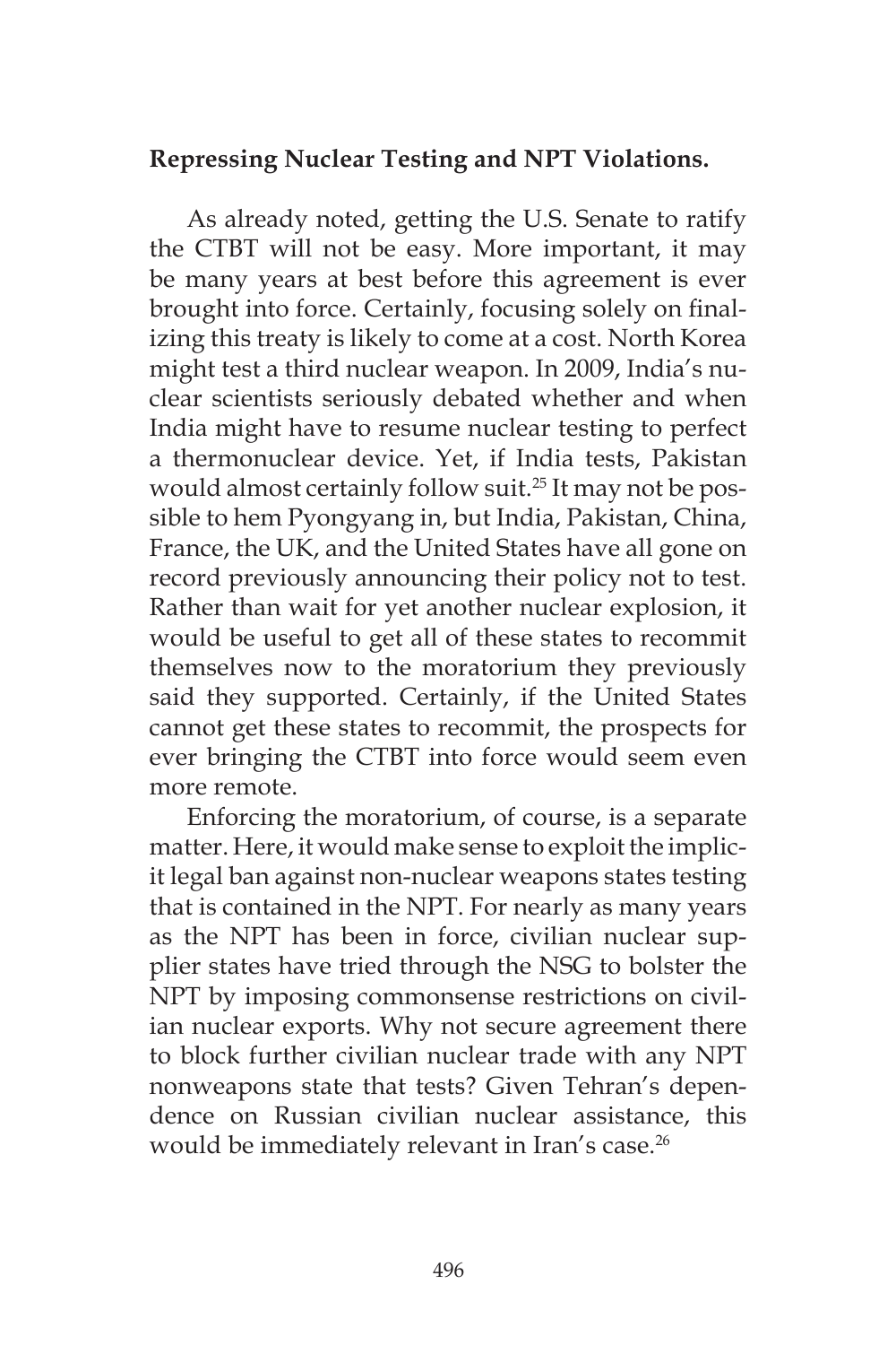**Repressing Nuclear Testing and NPT Violations.**

As already noted, getting the U.S. Senate to ratify the CTBT will not be easy. More important, it may be many years at best before this agreement is ever brought into force. Certainly, focusing solely on finalizing this treaty is likely to come at a cost. North Korea might test a third nuclear weapon. In 2009, India's nuclear scientists seriously debated whether and when India might have to resume nuclear testing to perfect a thermonuclear device. Yet, if India tests, Pakistan would almost certainly follow suit.[25] It may not be possible to hem Pyongyang in, but India, Pakistan, China, France, the UK, and the United States have all gone on record previously announcing their policy not to test. Rather than wait for yet another nuclear explosion, it would be useful to get all of these states to recommit themselves now to the moratorium they previously said they supported. Certainly, if the United States cannot get these states to recommit, the prospects for ever bringing the CTBT into force would seem even more remote.

Enforcing the moratorium, of course, is a separate matter. Here, it would make sense to exploit the implicit legal ban against non-nuclear weapons states testing that is contained in the NPT. For nearly as many years as the NPT has been in force, civilian nuclear supplier states have tried through the NSG to bolster the NPT by imposing commonsense restrictions on civilian nuclear exports. Why not secure agreement there to block further civilian nuclear trade with any NPT nonweapons state that tests? Given Tehran's dependence on Russian civilian nuclear assistance, this would be immediately relevant in Iran's case.[26]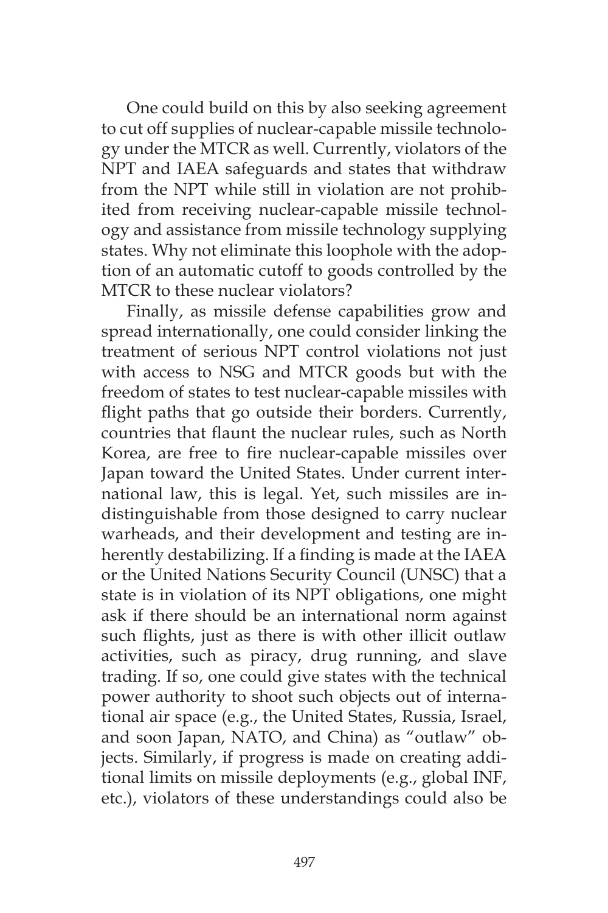One could build on this by also seeking agreement to cut off supplies of nuclear-capable missile technology under the MTCR as well. Currently, violators of the NPT and IAEA safeguards and states that withdraw from the NPT while still in violation are not prohibited from receiving nuclear-capable missile technology and assistance from missile technology supplying states. Why not eliminate this loophole with the adoption of an automatic cutoff to goods controlled by the MTCR to these nuclear violators?

Finally, as missile defense capabilities grow and spread internationally, one could consider linking the treatment of serious NPT control violations not just with access to NSG and MTCR goods but with the freedom of states to test nuclear-capable missiles with flight paths that go outside their borders. Currently, countries that flaunt the nuclear rules, such as North Korea, are free to fire nuclear-capable missiles over Japan toward the United States. Under current international law, this is legal. Yet, such missiles are indistinguishable from those designed to carry nuclear warheads, and their development and testing are inherently destabilizing. If a finding is made at the IAEA or the United Nations Security Council (UNSC) that a state is in violation of its NPT obligations, one might ask if there should be an international norm against such flights, just as there is with other illicit outlaw activities, such as piracy, drug running, and slave trading. If so, one could give states with the technical power authority to shoot such objects out of international air space (e.g., the United States, Russia, Israel, and soon Japan, NATO, and China) as "outlaw" objects. Similarly, if progress is made on creating additional limits on missile deployments (e.g., global INF, etc.), violators of these understandings could also be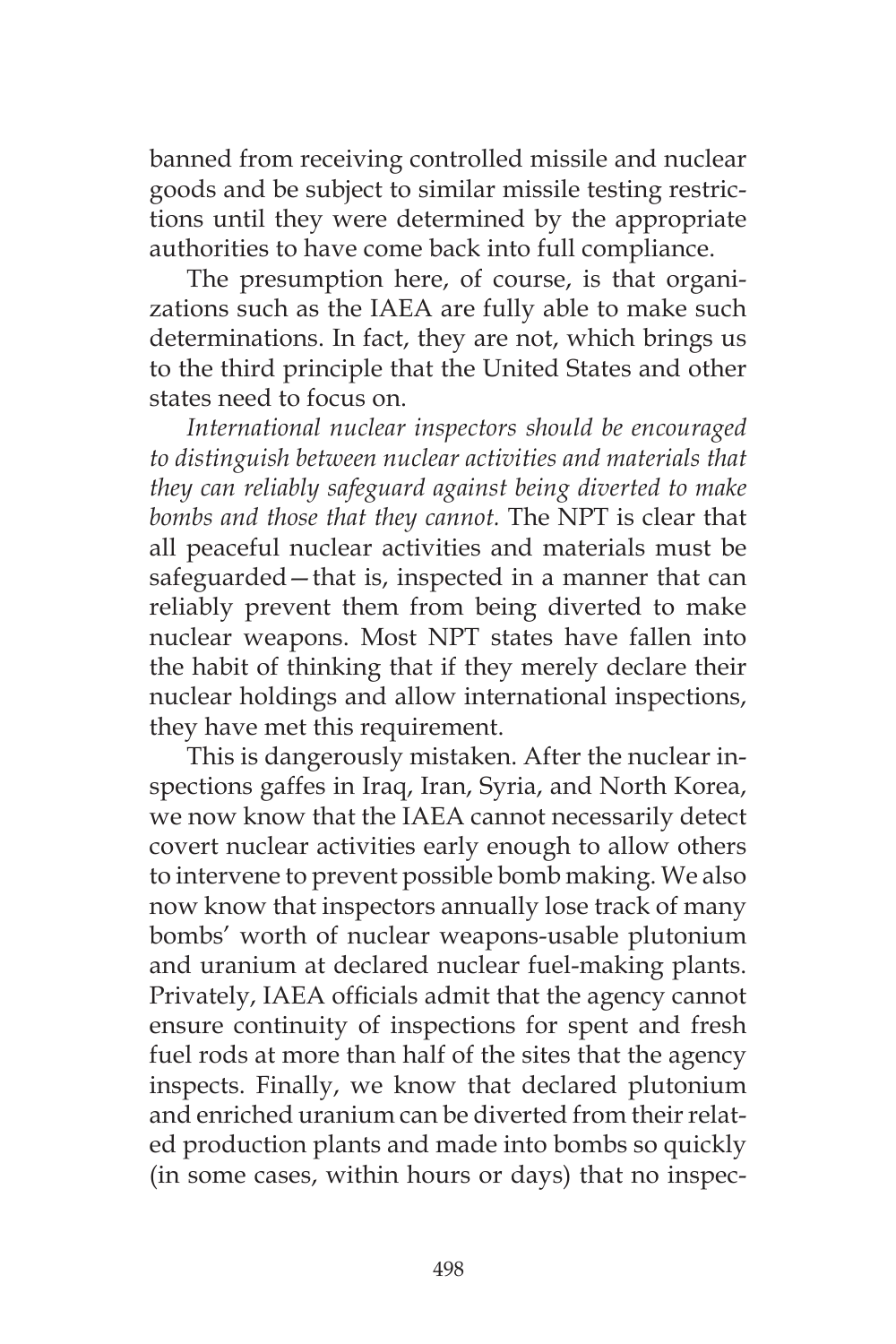banned from receiving controlled missile and nuclear goods and be subject to similar missile testing restrictions until they were determined by the appropriate authorities to have come back into full compliance.

The presumption here, of course, is that organizations such as the IAEA are fully able to make such determinations. In fact, they are not, which brings us to the third principle that the United States and other states need to focus on.

*International nuclear inspectors should be encouraged to distinguish between nuclear activities and materials that they can reliably safeguard against being diverted to make bombs and those that they cannot.* The NPT is clear that all peaceful nuclear activities and materials must be safeguarded—that is, inspected in a manner that can reliably prevent them from being diverted to make nuclear weapons. Most NPT states have fallen into the habit of thinking that if they merely declare their nuclear holdings and allow international inspections, they have met this requirement.

This is dangerously mistaken. After the nuclear inspections gaffes in Iraq, Iran, Syria, and North Korea, we now know that the IAEA cannot necessarily detect covert nuclear activities early enough to allow others to intervene to prevent possible bomb making. We also now know that inspectors annually lose track of many bombs' worth of nuclear weapons-usable plutonium and uranium at declared nuclear fuel-making plants. Privately, IAEA officials admit that the agency cannot ensure continuity of inspections for spent and fresh fuel rods at more than half of the sites that the agency inspects. Finally, we know that declared plutonium and enriched uranium can be diverted from their related production plants and made into bombs so quickly (in some cases, within hours or days) that no inspec-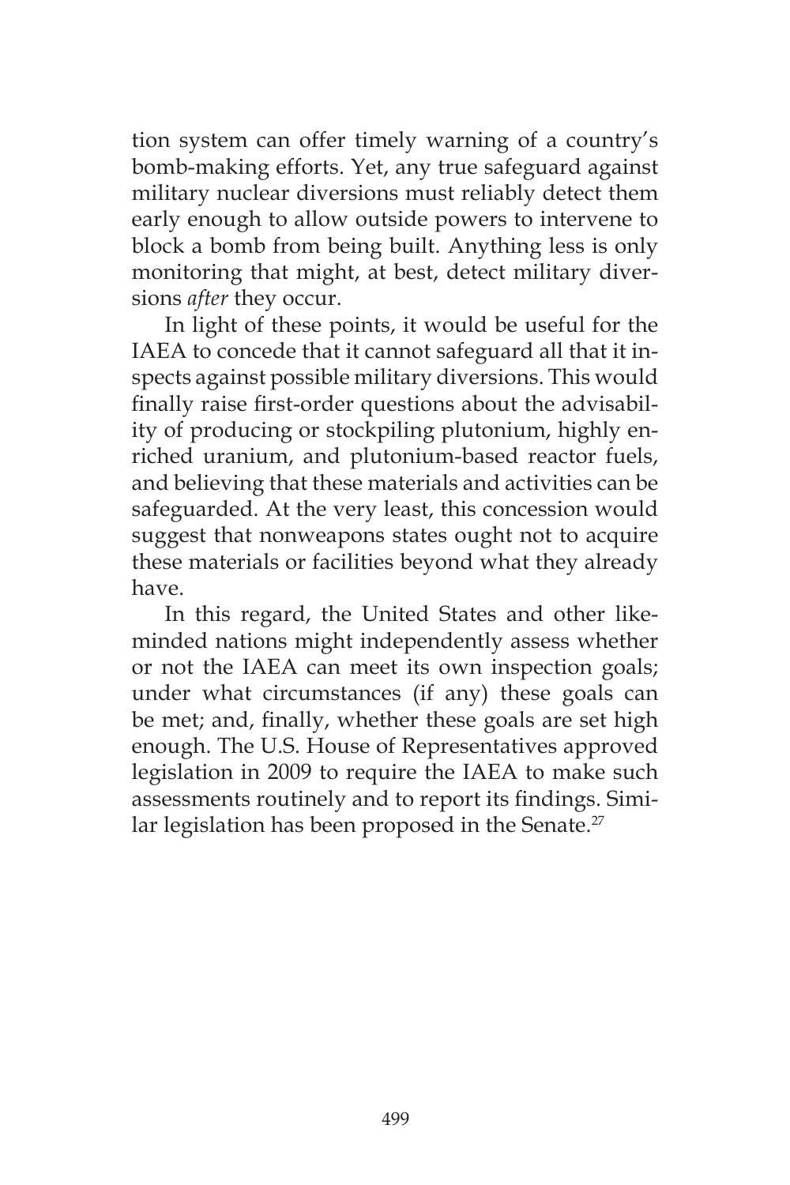tion system can offer timely warning of a country's bomb-making efforts. Yet, any true safeguard against military nuclear diversions must reliably detect them early enough to allow outside powers to intervene to block a bomb from being built. Anything less is only monitoring that might, at best, detect military diversions *after* they occur.

In light of these points, it would be useful for the IAEA to concede that it cannot safeguard all that it inspects against possible military diversions. This would finally raise first-order questions about the advisability of producing or stockpiling plutonium, highly enriched uranium, and plutonium-based reactor fuels, and believing that these materials and activities can be safeguarded. At the very least, this concession would suggest that nonweapons states ought not to acquire these materials or facilities beyond what they already have.

In this regard, the United States and other like-minded nations might independently assess whether or not the IAEA can meet its own inspection goals; under what circumstances (if any) these goals can be met; and, finally, whether these goals are set high enough. The U.S. House of Representatives approved legislation in 2009 to require the IAEA to make such assessments routinely and to report its findings. Similar legislation has been proposed in the Senate.[27]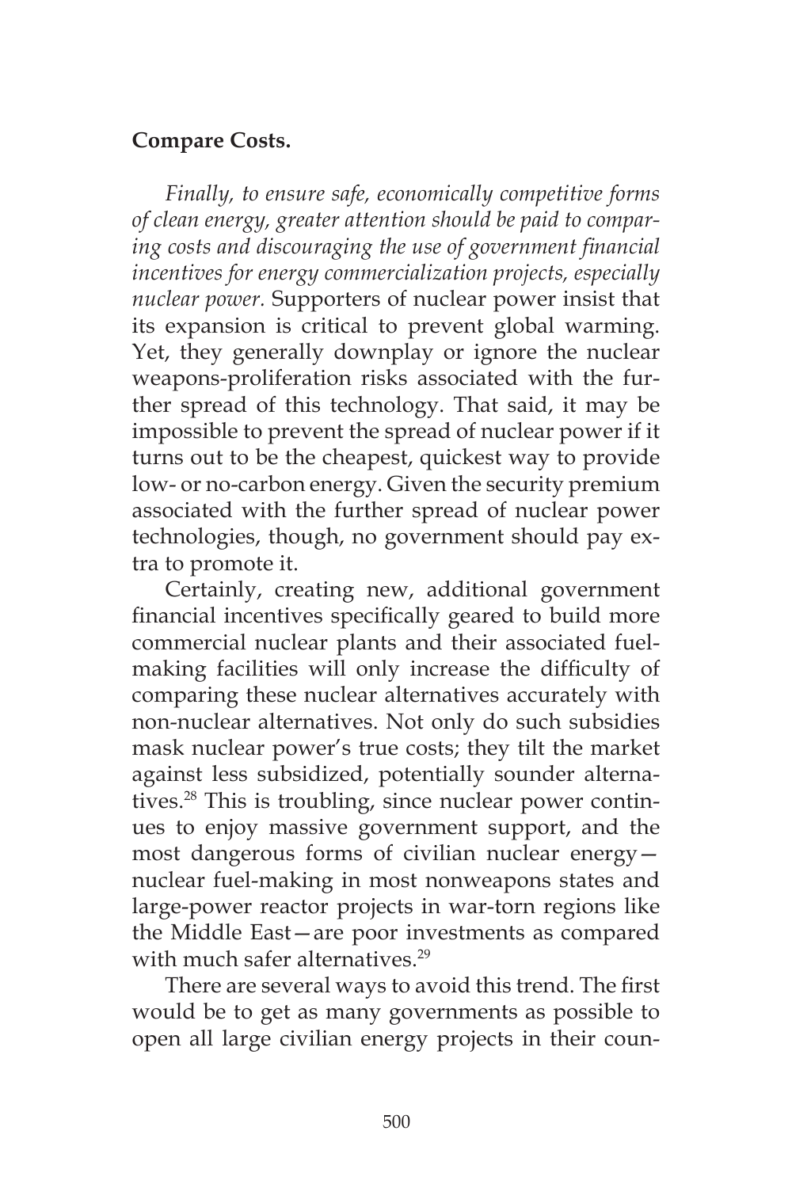**Compare Costs.**

*Finally, to ensure safe, economically competitive forms of clean energy, greater attention should be paid to comparing costs and discouraging the use of government financial incentives for energy commercialization projects, especially nuclear power.* Supporters of nuclear power insist that its expansion is critical to prevent global warming. Yet, they generally downplay or ignore the nuclear weapons-proliferation risks associated with the further spread of this technology. That said, it may be impossible to prevent the spread of nuclear power if it turns out to be the cheapest, quickest way to provide low- or no-carbon energy. Given the security premium associated with the further spread of nuclear power technologies, though, no government should pay extra to promote it.

Certainly, creating new, additional government financial incentives specifically geared to build more commercial nuclear plants and their associated fuel-making facilities will only increase the difficulty of comparing these nuclear alternatives accurately with non-nuclear alternatives. Not only do such subsidies mask nuclear power's true costs; they tilt the market against less subsidized, potentially sounder alternatives.[28] This is troubling, since nuclear power continues to enjoy massive government support, and the most dangerous forms of civilian nuclear energy—nuclear fuel-making in most nonweapons states and large-power reactor projects in war-torn regions like the Middle East—are poor investments as compared with much safer alternatives.[29]

There are several ways to avoid this trend. The first would be to get as many governments as possible to open all large civilian energy projects in their coun-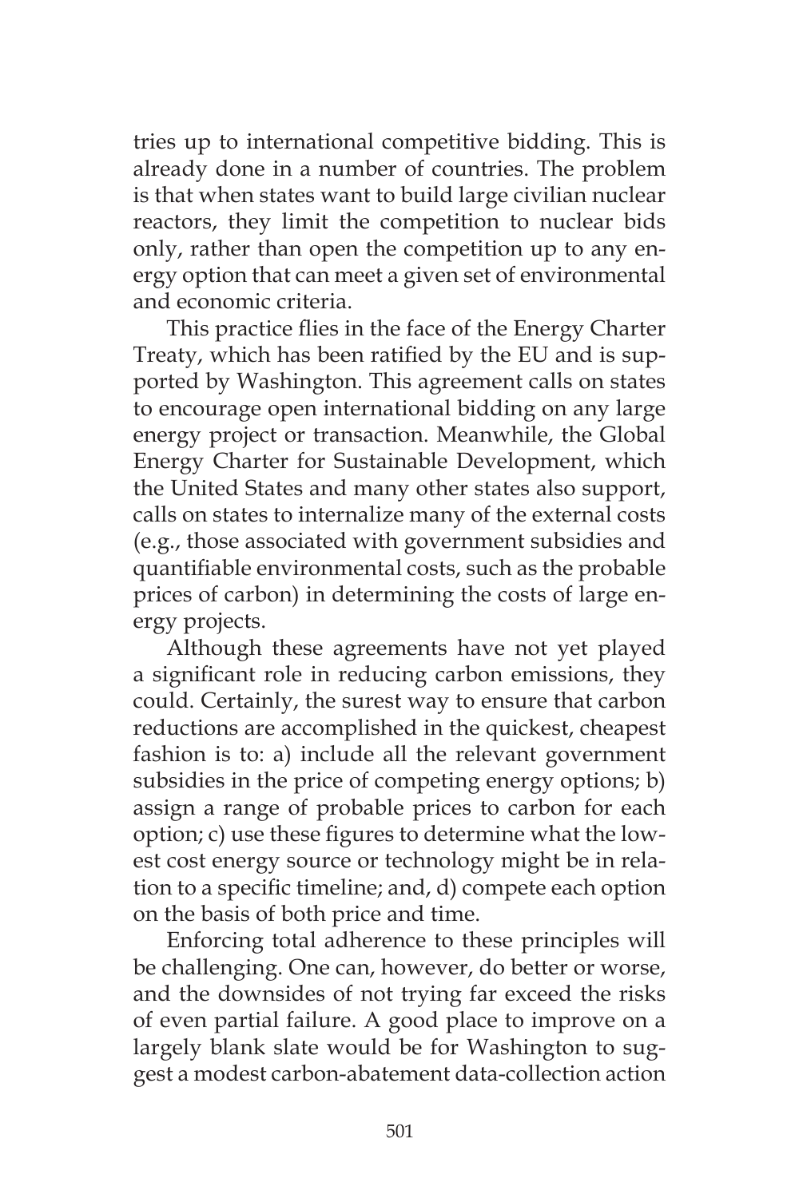tries up to international competitive bidding. This is already done in a number of countries. The problem is that when states want to build large civilian nuclear reactors, they limit the competition to nuclear bids only, rather than open the competition up to any energy option that can meet a given set of environmental and economic criteria.

This practice flies in the face of the Energy Charter Treaty, which has been ratified by the EU and is supported by Washington. This agreement calls on states to encourage open international bidding on any large energy project or transaction. Meanwhile, the Global Energy Charter for Sustainable Development, which the United States and many other states also support, calls on states to internalize many of the external costs (e.g., those associated with government subsidies and quantifiable environmental costs, such as the probable prices of carbon) in determining the costs of large energy projects.

Although these agreements have not yet played a significant role in reducing carbon emissions, they could. Certainly, the surest way to ensure that carbon reductions are accomplished in the quickest, cheapest fashion is to: a) include all the relevant government subsidies in the price of competing energy options; b) assign a range of probable prices to carbon for each option; c) use these figures to determine what the lowest cost energy source or technology might be in relation to a specific timeline; and, d) compete each option on the basis of both price and time.

Enforcing total adherence to these principles will be challenging. One can, however, do better or worse, and the downsides of not trying far exceed the risks of even partial failure. A good place to improve on a largely blank slate would be for Washington to suggest a modest carbon-abatement data-collection action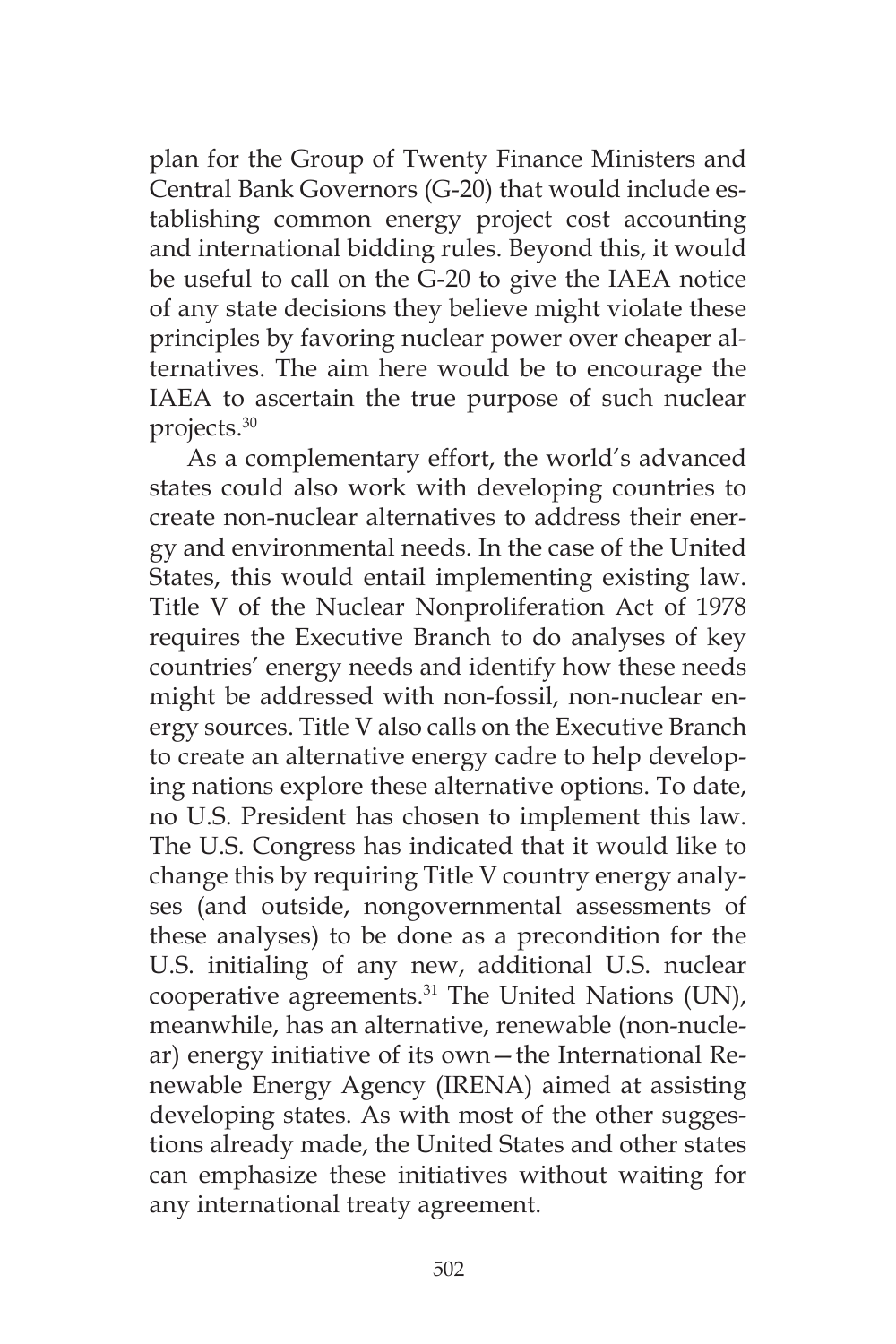plan for the Group of Twenty Finance Ministers and Central Bank Governors (G-20) that would include establishing common energy project cost accounting and international bidding rules. Beyond this, it would be useful to call on the G-20 to give the IAEA notice of any state decisions they believe might violate these principles by favoring nuclear power over cheaper alternatives. The aim here would be to encourage the IAEA to ascertain the true purpose of such nuclear projects.[30]

As a complementary effort, the world's advanced states could also work with developing countries to create non-nuclear alternatives to address their energy and environmental needs. In the case of the United States, this would entail implementing existing law. Title V of the Nuclear Nonproliferation Act of 1978 requires the Executive Branch to do analyses of key countries' energy needs and identify how these needs might be addressed with non-fossil, non-nuclear energy sources. Title V also calls on the Executive Branch to create an alternative energy cadre to help developing nations explore these alternative options. To date, no U.S. President has chosen to implement this law. The U.S. Congress has indicated that it would like to change this by requiring Title V country energy analyses (and outside, nongovernmental assessments of these analyses) to be done as a precondition for the U.S. initialing of any new, additional U.S. nuclear cooperative agreements.[31] The United Nations (UN), meanwhile, has an alternative, renewable (non-nuclear) energy initiative of its own—the International Renewable Energy Agency (IRENA) aimed at assisting developing states. As with most of the other suggestions already made, the United States and other states can emphasize these initiatives without waiting for any international treaty agreement.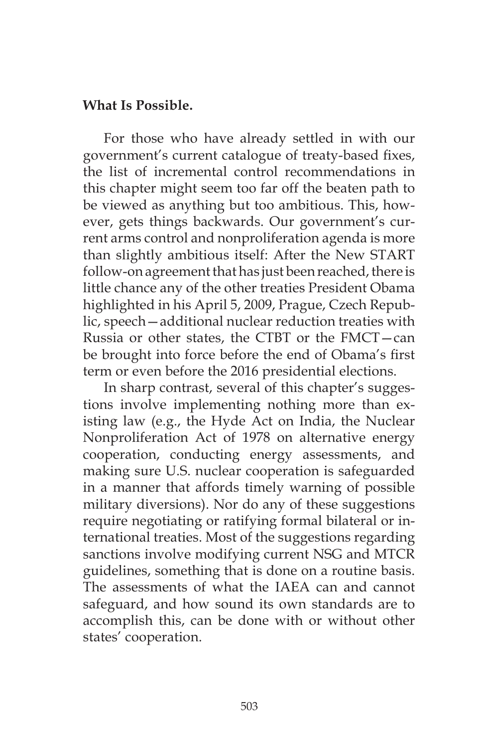**What Is Possible.**

For those who have already settled in with our government's current catalogue of treaty-based fixes, the list of incremental control recommendations in this chapter might seem too far off the beaten path to be viewed as anything but too ambitious. This, however, gets things backwards. Our government's current arms control and nonproliferation agenda is more than slightly ambitious itself: After the New START follow-on agreement that has just been reached, there is little chance any of the other treaties President Obama highlighted in his April 5, 2009, Prague, Czech Republic, speech—additional nuclear reduction treaties with Russia or other states, the CTBT or the FMCT—can be brought into force before the end of Obama's first term or even before the 2016 presidential elections.

In sharp contrast, several of this chapter's suggestions involve implementing nothing more than existing law (e.g., the Hyde Act on India, the Nuclear Nonproliferation Act of 1978 on alternative energy cooperation, conducting energy assessments, and making sure U.S. nuclear cooperation is safeguarded in a manner that affords timely warning of possible military diversions). Nor do any of these suggestions require negotiating or ratifying formal bilateral or international treaties. Most of the suggestions regarding sanctions involve modifying current NSG and MTCR guidelines, something that is done on a routine basis. The assessments of what the IAEA can and cannot safeguard, and how sound its own standards are to accomplish this, can be done with or without other states' cooperation.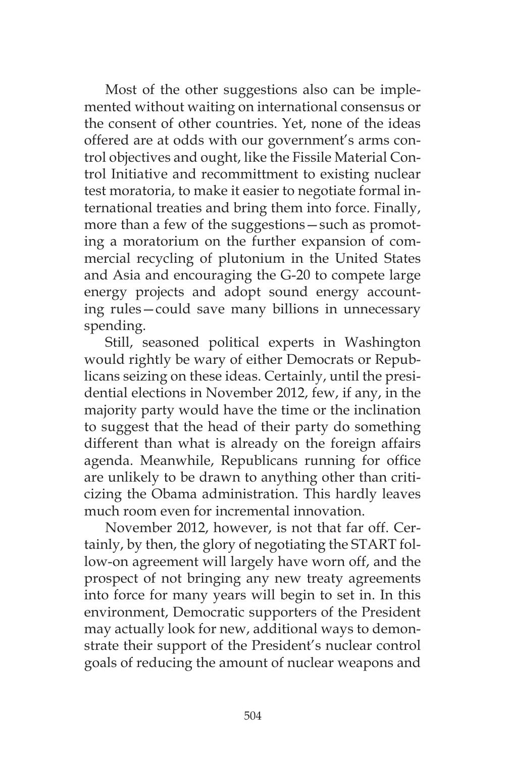Most of the other suggestions also can be implemented without waiting on international consensus or the consent of other countries. Yet, none of the ideas offered are at odds with our government's arms control objectives and ought, like the Fissile Material Control Initiative and recommittment to existing nuclear test moratoria, to make it easier to negotiate formal international treaties and bring them into force. Finally, more than a few of the suggestions—such as promoting a moratorium on the further expansion of commercial recycling of plutonium in the United States and Asia and encouraging the G-20 to compete large energy projects and adopt sound energy accounting rules—could save many billions in unnecessary spending.

Still, seasoned political experts in Washington would rightly be wary of either Democrats or Republicans seizing on these ideas. Certainly, until the presidential elections in November 2012, few, if any, in the majority party would have the time or the inclination to suggest that the head of their party do something different than what is already on the foreign affairs agenda. Meanwhile, Republicans running for office are unlikely to be drawn to anything other than criticizing the Obama administration. This hardly leaves much room even for incremental innovation.

November 2012, however, is not that far off. Certainly, by then, the glory of negotiating the START follow-on agreement will largely have worn off, and the prospect of not bringing any new treaty agreements into force for many years will begin to set in. In this environment, Democratic supporters of the President may actually look for new, additional ways to demonstrate their support of the President's nuclear control goals of reducing the amount of nuclear weapons and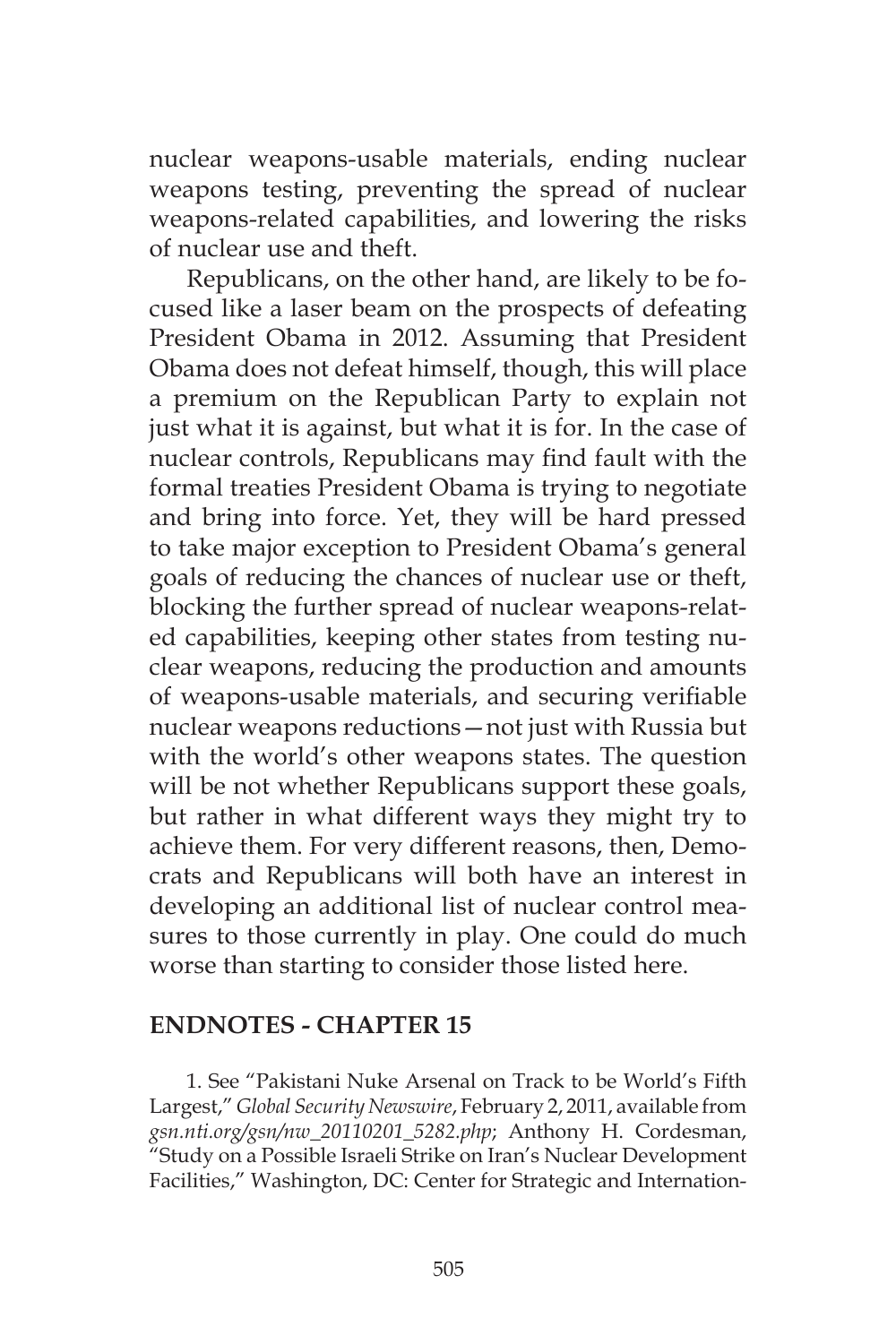nuclear weapons-usable materials, ending nuclear weapons testing, preventing the spread of nuclear weapons-related capabilities, and lowering the risks of nuclear use and theft.

Republicans, on the other hand, are likely to be focused like a laser beam on the prospects of defeating President Obama in 2012. Assuming that President Obama does not defeat himself, though, this will place a premium on the Republican Party to explain not just what it is against, but what it is for. In the case of nuclear controls, Republicans may find fault with the formal treaties President Obama is trying to negotiate and bring into force. Yet, they will be hard pressed to take major exception to President Obama's general goals of reducing the chances of nuclear use or theft, blocking the further spread of nuclear weapons-related capabilities, keeping other states from testing nuclear weapons, reducing the production and amounts of weapons-usable materials, and securing verifiable nuclear weapons reductions—not just with Russia but with the world's other weapons states. The question will be not whether Republicans support these goals, but rather in what different ways they might try to achieve them. For very different reasons, then, Democrats and Republicans will both have an interest in developing an additional list of nuclear control measures to those currently in play. One could do much worse than starting to consider those listed here.

## ENDNOTES - CHAPTER 15

1. See "Pakistani Nuke Arsenal on Track to be World's Fifth Largest," *Global Security Newswire*, February 2, 2011, available from *gsn.nti.org/gsn/nw_20110201_5282.php*; Anthony H. Cordesman, "Study on a Possible Israeli Strike on Iran's Nuclear Development Facilities," Washington, DC: Center for Strategic and International-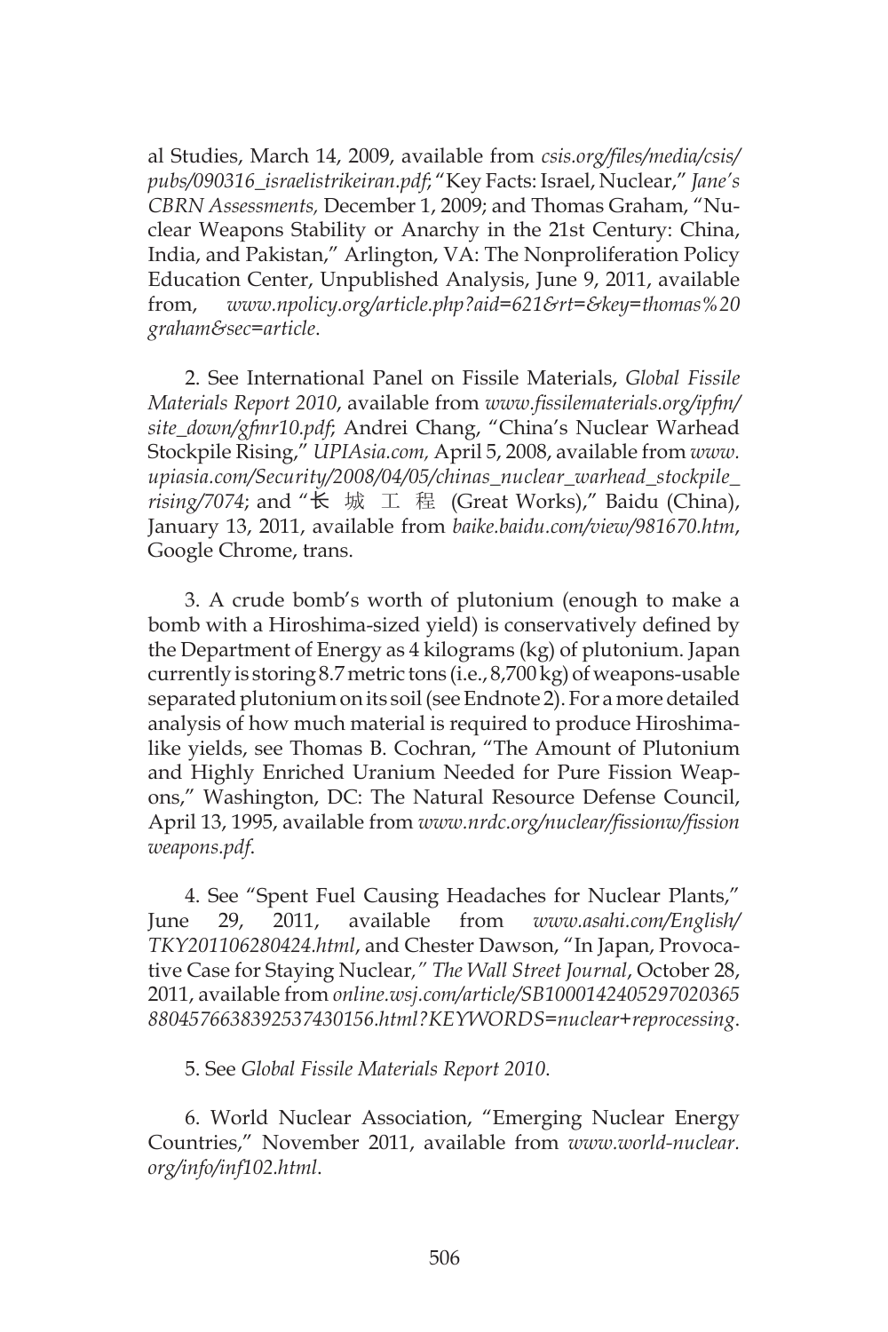al Studies, March 14, 2009, available from *csis.org/files/media/csis/pubs/090316_israelistrikeiran.pdf*; "Key Facts: Israel, Nuclear," *Jane's CBRN Assessments,* December 1, 2009; and Thomas Graham, "Nuclear Weapons Stability or Anarchy in the 21st Century: China, India, and Pakistan," Arlington, VA: The Nonproliferation Policy Education Center, Unpublished Analysis, June 9, 2011, available from, *www.npolicy.org/article.php?aid=621&rt=&key=thomas%20graham&sec=article*.

2. See International Panel on Fissile Materials, *Global Fissile Materials Report 2010*, available from *www.fissilematerials.org/ipfm/site_down/gfmr10.pdf*; Andrei Chang, "China's Nuclear Warhead Stockpile Rising," *UPIAsia.com,* April 5, 2008, available from *www.upiasia.com/Security/2008/04/05/chinas_nuclear_warhead_stockpile_rising/7074*; and "长 城 工 程 (Great Works)," Baidu (China), January 13, 2011, available from *baike.baidu.com/view/981670.htm*, Google Chrome, trans.

3. A crude bomb's worth of plutonium (enough to make a bomb with a Hiroshima-sized yield) is conservatively defined by the Department of Energy as 4 kilograms (kg) of plutonium. Japan currently is storing 8.7 metric tons (i.e., 8,700 kg) of weapons-usable separated plutonium on its soil (see Endnote 2). For a more detailed analysis of how much material is required to produce Hiroshima-like yields, see Thomas B. Cochran, "The Amount of Plutonium and Highly Enriched Uranium Needed for Pure Fission Weapons," Washington, DC: The Natural Resource Defense Council, April 13, 1995, available from *www.nrdc.org/nuclear/fissionw/fissionweapons.pdf*.

4. See "Spent Fuel Causing Headaches for Nuclear Plants," June 29, 2011, available from *www.asahi.com/English/TKY201106280424.html*, and Chester Dawson, "In Japan, Provocative Case for Staying Nuclear*," The Wall Street Journal*, October 28, 2011, available from *online.wsj.com/article/SB10001424052970203658804576638392537430156.html?KEYWORDS=nuclear+reprocessing*.

5. See *Global Fissile Materials Report 2010*.

6. World Nuclear Association, "Emerging Nuclear Energy Countries," November 2011, available from *www.world-nuclear.org/info/inf102.html*.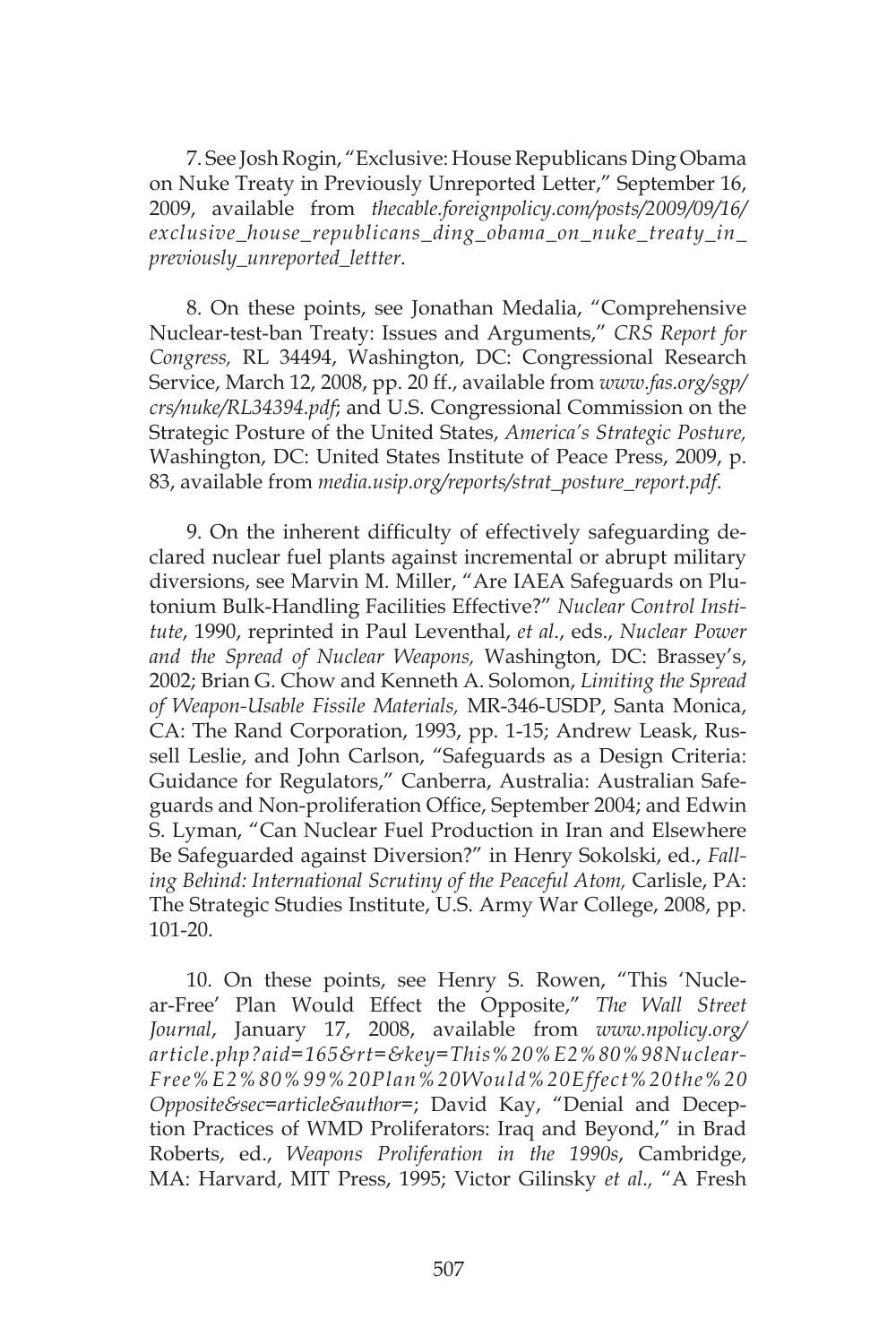7. See Josh Rogin, “Exclusive: House Republicans Ding Obama on Nuke Treaty in Previously Unreported Letter,” September 16, 2009, available from *thecable.foreignpolicy.com/posts/2009/09/16/exclusive_house_republicans_ding_obama_on_nuke_treaty_in_previously_unreported_lettter*.

8. On these points, see Jonathan Medalia, “Comprehensive Nuclear-test-ban Treaty: Issues and Arguments,” *CRS Report for Congress,* RL 34494, Washington, DC: Congressional Research Service, March 12, 2008, pp. 20 ff., available from *www.fas.org/sgp/crs/nuke/RL34394.pdf*; and U.S. Congressional Commission on the Strategic Posture of the United States, *America's Strategic Posture,* Washington, DC: United States Institute of Peace Press, 2009, p. 83, available from *media.usip.org/reports/strat_posture_report.pdf*.

9. On the inherent difficulty of effectively safeguarding declared nuclear fuel plants against incremental or abrupt military diversions, see Marvin M. Miller, “Are IAEA Safeguards on Plutonium Bulk-Handling Facilities Effective?” *Nuclear Control Institute*, 1990, reprinted in Paul Leventhal, *et al*., eds., *Nuclear Power and the Spread of Nuclear Weapons,* Washington, DC: Brassey's, 2002; Brian G. Chow and Kenneth A. Solomon, *Limiting the Spread of Weapon-Usable Fissile Materials,* MR-346-USDP, Santa Monica, CA: The Rand Corporation, 1993, pp. 1-15; Andrew Leask, Russell Leslie, and John Carlson, “Safeguards as a Design Criteria: Guidance for Regulators,” Canberra, Australia: Australian Safeguards and Non-proliferation Office, September 2004; and Edwin S. Lyman, “Can Nuclear Fuel Production in Iran and Elsewhere Be Safeguarded against Diversion?” in Henry Sokolski, ed., *Falling Behind: International Scrutiny of the Peaceful Atom,* Carlisle, PA: The Strategic Studies Institute, U.S. Army War College, 2008, pp. 101-20.

10. On these points, see Henry S. Rowen, “This ‘Nuclear-Free’ Plan Would Effect the Opposite,” *The Wall Street Journal*, January 17, 2008, available from *www.npolicy.org/article.php?aid=165&rt=&key=This%20%E2%80%98Nuclear-Free%E2%80%99%20Plan%20Would%20Effect%20the%20Opposite&sec=article&author=*; David Kay, “Denial and Deception Practices of WMD Proliferators: Iraq and Beyond,” in Brad Roberts, ed., *Weapons Proliferation in the 1990s*, Cambridge, MA: Harvard, MIT Press, 1995; Victor Gilinsky *et al.,* “A Fresh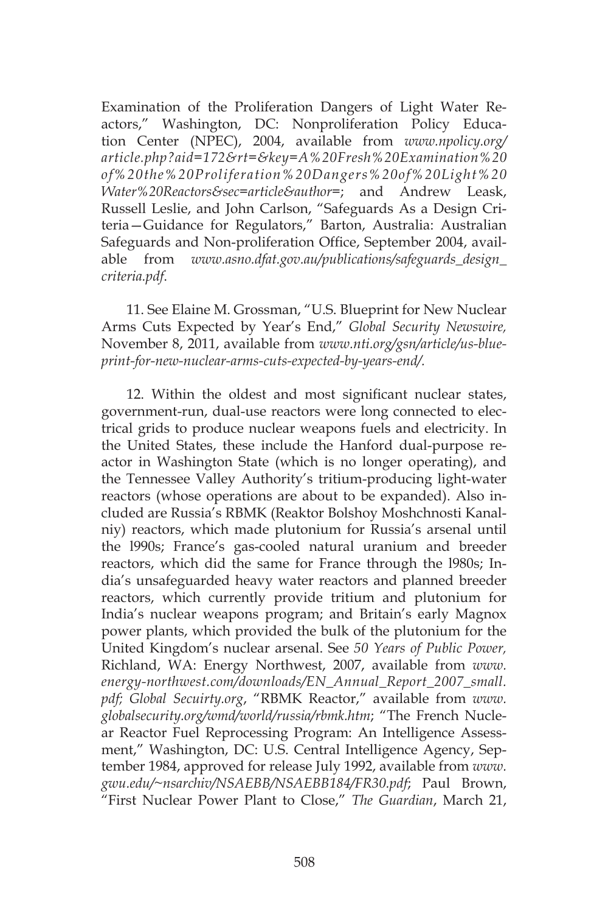Examination of the Proliferation Dangers of Light Water Reactors," Washington, DC: Nonproliferation Policy Education Center (NPEC), 2004, available from *www.npolicy.org/article.php?aid=172&rt=&key=A%20Fresh%20Examination%20of%20the%20Proliferation%20Dangers%20of%20Light%20Water%20Reactors&sec=article&author=*; and Andrew Leask, Russell Leslie, and John Carlson, "Safeguards As a Design Criteria—Guidance for Regulators," Barton, Australia: Australian Safeguards and Non-proliferation Office, September 2004, available from *www.asno.dfat.gov.au/publications/safeguards_design_criteria.pdf*.

11. See Elaine M. Grossman, "U.S. Blueprint for New Nuclear Arms Cuts Expected by Year's End," *Global Security Newswire,* November 8, 2011, available from *www.nti.org/gsn/article/us-blueprint-for-new-nuclear-arms-cuts-expected-by-years-end/.*

12. Within the oldest and most significant nuclear states, government-run, dual-use reactors were long connected to electrical grids to produce nuclear weapons fuels and electricity. In the United States, these include the Hanford dual-purpose reactor in Washington State (which is no longer operating), and the Tennessee Valley Authority's tritium-producing light-water reactors (whose operations are about to be expanded). Also included are Russia's RBMK (Reaktor Bolshoy Moshchnosti Kanalniy) reactors, which made plutonium for Russia's arsenal until the l990s; France's gas-cooled natural uranium and breeder reactors, which did the same for France through the l980s; India's unsafeguarded heavy water reactors and planned breeder reactors, which currently provide tritium and plutonium for India's nuclear weapons program; and Britain's early Magnox power plants, which provided the bulk of the plutonium for the United Kingdom's nuclear arsenal. See *50 Years of Public Power,* Richland, WA: Energy Northwest, 2007, available from *www.energy-northwest.com/downloads/EN_Annual_Report_2007_small.pdf; Global Secuirty.org*, "RBMK Reactor," available from *www.globalsecurity.org/wmd/world/russia/rbmk.htm*; "The French Nuclear Reactor Fuel Reprocessing Program: An Intelligence Assessment," Washington, DC: U.S. Central Intelligence Agency, September 1984, approved for release July 1992, available from *www.gwu.edu/~nsarchiv/NSAEBB/NSAEBB184/FR30.pdf*; Paul Brown, "First Nuclear Power Plant to Close," *The Guardian*, March 21,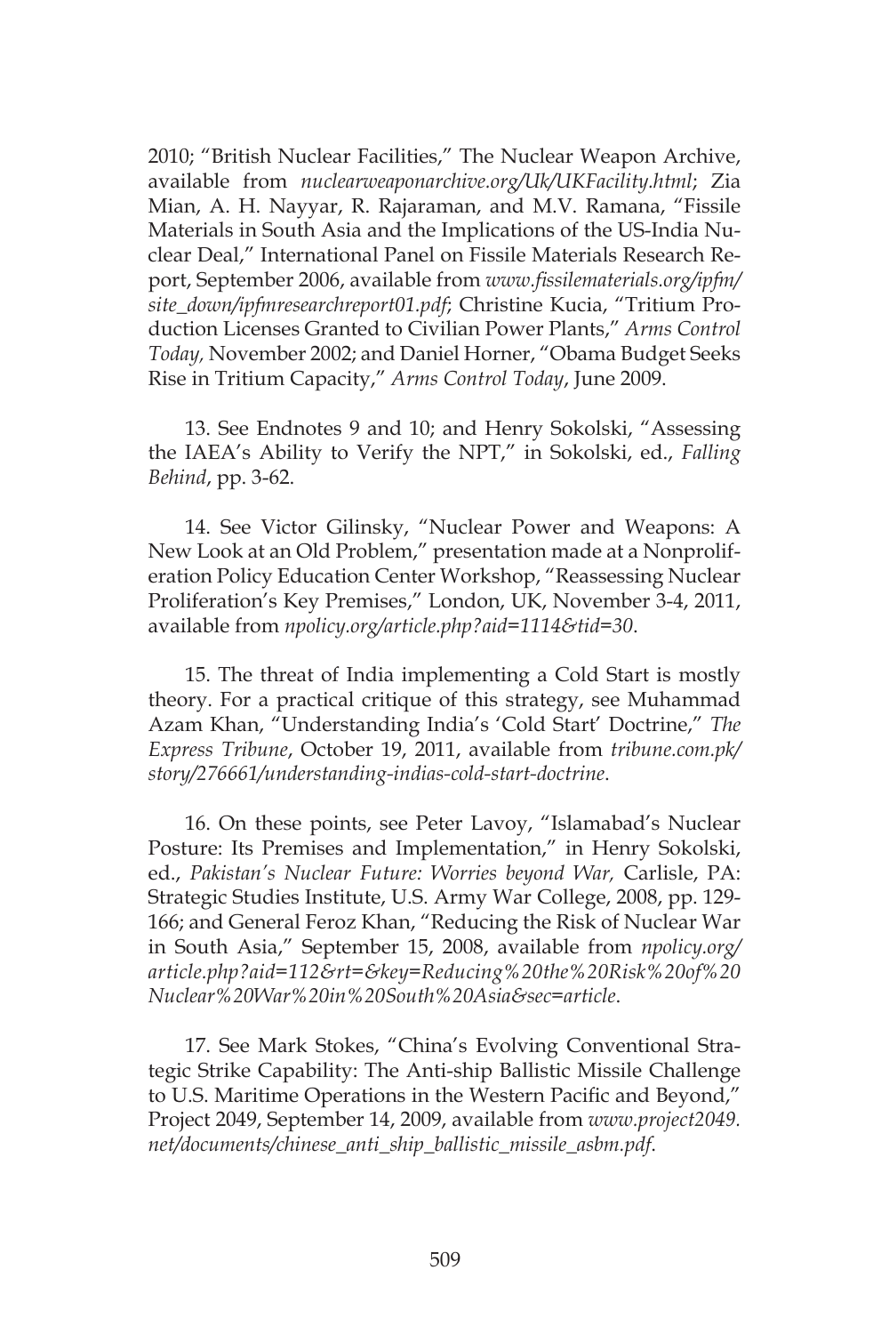2010; "British Nuclear Facilities," The Nuclear Weapon Archive, available from *nuclearweaponarchive.org/Uk/UKFacility.html*; Zia Mian, A. H. Nayyar, R. Rajaraman, and M.V. Ramana, "Fissile Materials in South Asia and the Implications of the US-India Nuclear Deal," International Panel on Fissile Materials Research Report, September 2006, available from *www.fissilematerials.org/ipfm/site_down/ipfmresearchreport01.pdf*; Christine Kucia, "Tritium Production Licenses Granted to Civilian Power Plants," *Arms Control Today,* November 2002; and Daniel Horner, "Obama Budget Seeks Rise in Tritium Capacity," *Arms Control Today*, June 2009.

13. See Endnotes 9 and 10; and Henry Sokolski, "Assessing the IAEA's Ability to Verify the NPT," in Sokolski, ed., *Falling Behind*, pp. 3-62.

14. See Victor Gilinsky, "Nuclear Power and Weapons: A New Look at an Old Problem," presentation made at a Nonproliferation Policy Education Center Workshop, "Reassessing Nuclear Proliferation's Key Premises," London, UK, November 3-4, 2011, available from *npolicy.org/article.php?aid=1114&tid=30*.

15. The threat of India implementing a Cold Start is mostly theory. For a practical critique of this strategy, see Muhammad Azam Khan, "Understanding India's 'Cold Start' Doctrine," *The Express Tribune*, October 19, 2011, available from *tribune.com.pk/story/276661/understanding-indias-cold-start-doctrine*.

16. On these points, see Peter Lavoy, "Islamabad's Nuclear Posture: Its Premises and Implementation," in Henry Sokolski, ed., *Pakistan's Nuclear Future: Worries beyond War,* Carlisle, PA: Strategic Studies Institute, U.S. Army War College, 2008, pp. 129-166; and General Feroz Khan, "Reducing the Risk of Nuclear War in South Asia," September 15, 2008, available from *npolicy.org/article.php?aid=112&rt=&key=Reducing%20the%20Risk%20of%20Nuclear%20War%20in%20South%20Asia&sec=article*.

17. See Mark Stokes, "China's Evolving Conventional Strategic Strike Capability: The Anti-ship Ballistic Missile Challenge to U.S. Maritime Operations in the Western Pacific and Beyond," Project 2049, September 14, 2009, available from *www.project2049.net/documents/chinese_anti_ship_ballistic_missile_asbm.pdf*.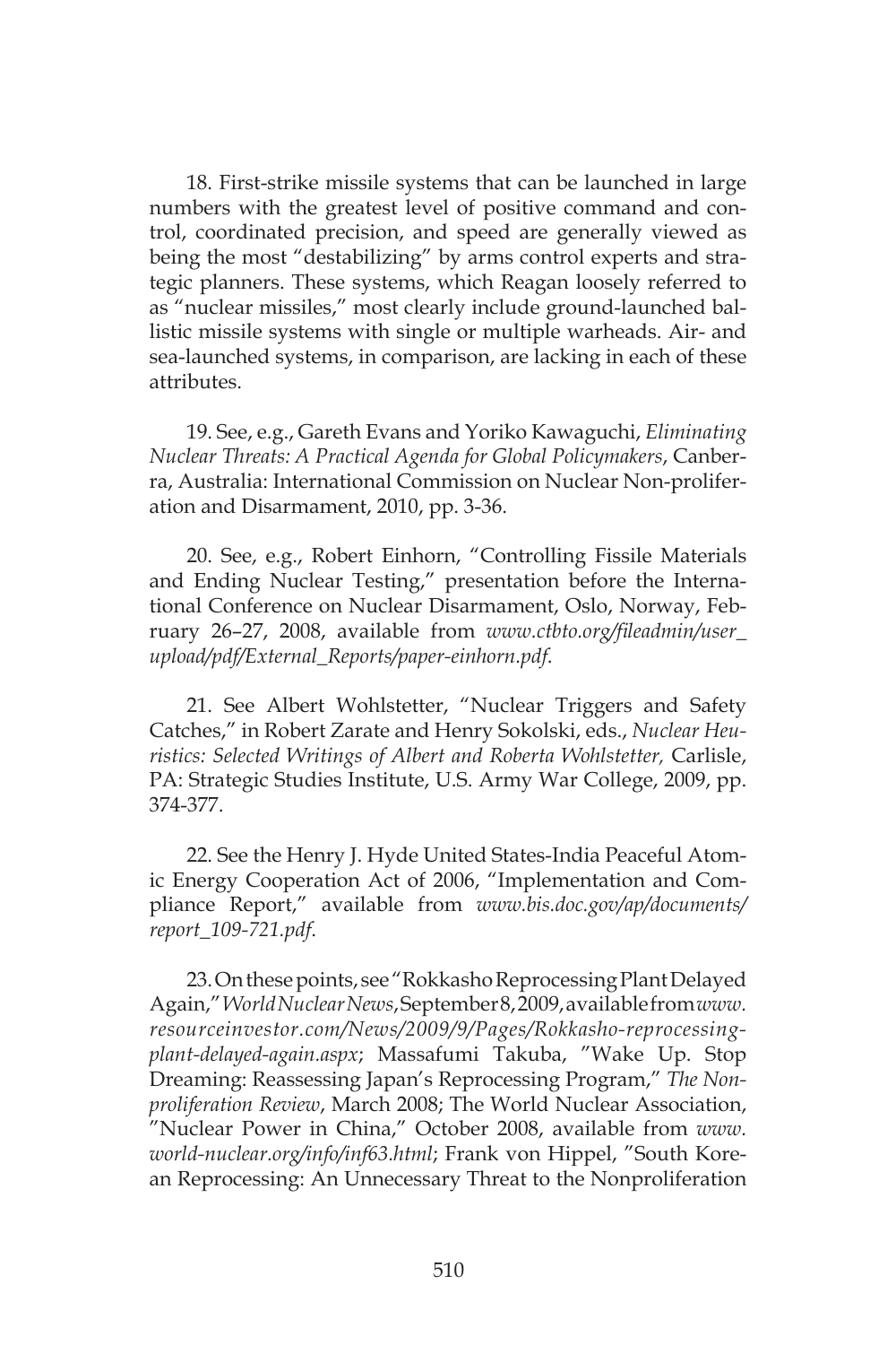18. First-strike missile systems that can be launched in large numbers with the greatest level of positive command and control, coordinated precision, and speed are generally viewed as being the most "destabilizing" by arms control experts and strategic planners. These systems, which Reagan loosely referred to as "nuclear missiles," most clearly include ground-launched ballistic missile systems with single or multiple warheads. Air- and sea-launched systems, in comparison, are lacking in each of these attributes.

19. See, e.g., Gareth Evans and Yoriko Kawaguchi, *Eliminating Nuclear Threats: A Practical Agenda for Global Policymakers*, Canberra, Australia: International Commission on Nuclear Non-proliferation and Disarmament, 2010, pp. 3-36.

20. See, e.g., Robert Einhorn, "Controlling Fissile Materials and Ending Nuclear Testing," presentation before the International Conference on Nuclear Disarmament, Oslo, Norway, February 26–27, 2008, available from *www.ctbto.org/fileadmin/user_upload/pdf/External_Reports/paper-einhorn.pdf*.

21. See Albert Wohlstetter, "Nuclear Triggers and Safety Catches," in Robert Zarate and Henry Sokolski, eds., *Nuclear Heuristics: Selected Writings of Albert and Roberta Wohlstetter,* Carlisle, PA: Strategic Studies Institute, U.S. Army War College, 2009, pp. 374-377.

22. See the Henry J. Hyde United States-India Peaceful Atomic Energy Cooperation Act of 2006, "Implementation and Compliance Report," available from *www.bis.doc.gov/ap/documents/report_109-721.pdf*.

23. On these points, see "Rokkasho Reprocessing Plant Delayed Again," *World Nuclear News*, September 8, 2009, available from *www.resourceinvestor.com/News/2009/9/Pages/Rokkasho-reprocessing-plant-delayed-again.aspx*; Massafumi Takuba, "Wake Up. Stop Dreaming: Reassessing Japan's Reprocessing Program," *The Nonproliferation Review*, March 2008; The World Nuclear Association, "Nuclear Power in China," October 2008, available from *www.world-nuclear.org/info/inf63.html*; Frank von Hippel, "South Korean Reprocessing: An Unnecessary Threat to the Nonproliferation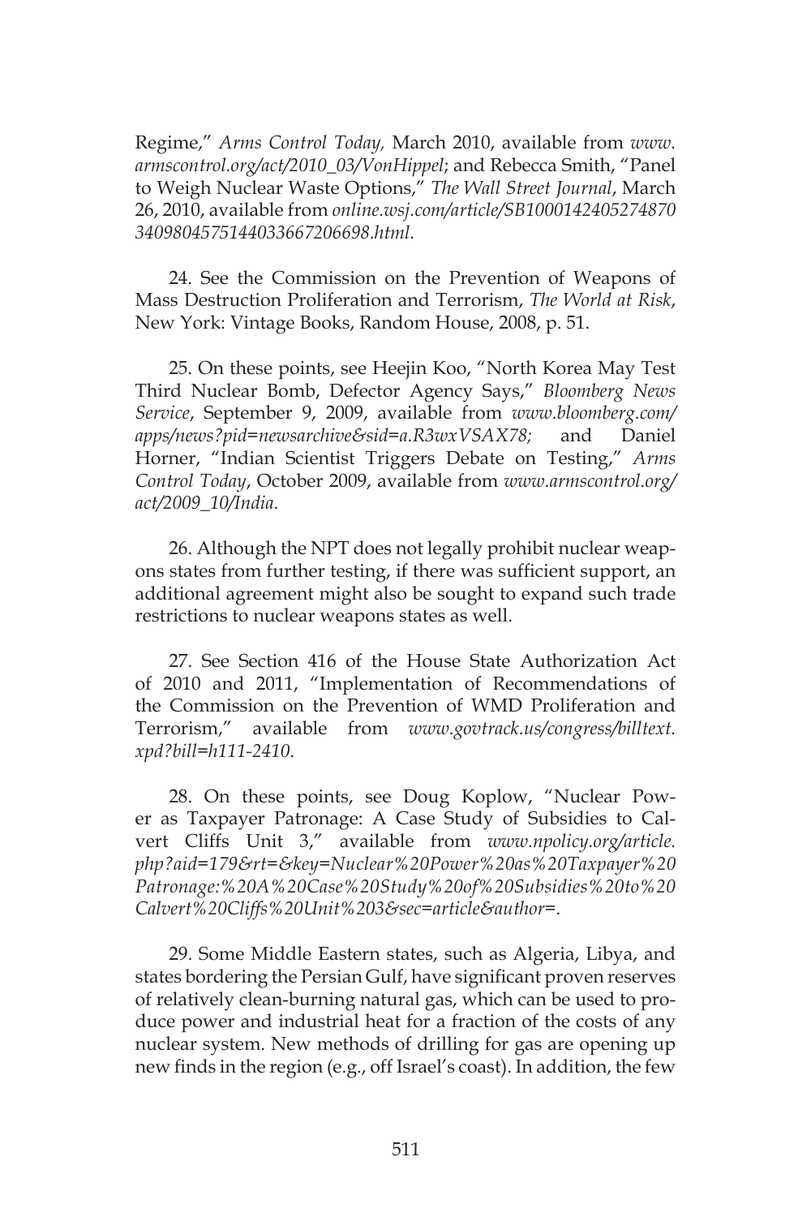Regime," *Arms Control Today,* March 2010, available from *www.armscontrol.org/act/2010_03/VonHippel*; and Rebecca Smith, "Panel to Weigh Nuclear Waste Options," *The Wall Street Journal*, March 26, 2010, available from *online.wsj.com/article/SB10001424052748703409804575144033667206698.html*.

24. See the Commission on the Prevention of Weapons of Mass Destruction Proliferation and Terrorism, *The World at Risk*, New York: Vintage Books, Random House, 2008, p. 51.

25. On these points, see Heejin Koo, "North Korea May Test Third Nuclear Bomb, Defector Agency Says," *Bloomberg News Service*, September 9, 2009, available from *www.bloomberg.com/apps/news?pid=newsarchive&sid=a.R3wxVSAX78;* and Daniel Horner, "Indian Scientist Triggers Debate on Testing," *Arms Control Today*, October 2009, available from *www.armscontrol.org/act/2009_10/India*.

26. Although the NPT does not legally prohibit nuclear weapons states from further testing, if there was sufficient support, an additional agreement might also be sought to expand such trade restrictions to nuclear weapons states as well.

27. See Section 416 of the House State Authorization Act of 2010 and 2011, "Implementation of Recommendations of the Commission on the Prevention of WMD Proliferation and Terrorism," available from *www.govtrack.us/congress/billtext.xpd?bill=h111-2410*.

28. On these points, see Doug Koplow, "Nuclear Power as Taxpayer Patronage: A Case Study of Subsidies to Calvert Cliffs Unit 3," available from *www.npolicy.org/article.php?aid=179&rt=&key=Nuclear%20Power%20as%20Taxpayer%20Patronage:%20A%20Case%20Study%20of%20Subsidies%20to%20Calvert%20Cliffs%20Unit%203&sec=article&author=*.

29. Some Middle Eastern states, such as Algeria, Libya, and states bordering the Persian Gulf, have significant proven reserves of relatively clean-burning natural gas, which can be used to produce power and industrial heat for a fraction of the costs of any nuclear system. New methods of drilling for gas are opening up new finds in the region (e.g., off Israel's coast). In addition, the few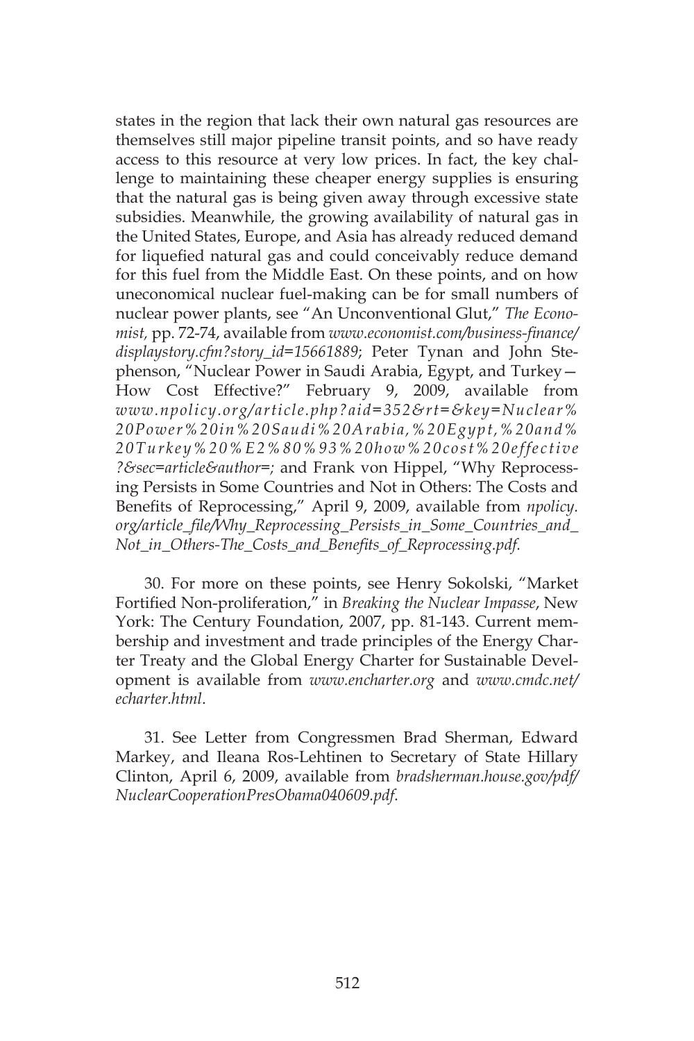states in the region that lack their own natural gas resources are themselves still major pipeline transit points, and so have ready access to this resource at very low prices. In fact, the key challenge to maintaining these cheaper energy supplies is ensuring that the natural gas is being given away through excessive state subsidies. Meanwhile, the growing availability of natural gas in the United States, Europe, and Asia has already reduced demand for liquefied natural gas and could conceivably reduce demand for this fuel from the Middle East. On these points, and on how uneconomical nuclear fuel-making can be for small numbers of nuclear power plants, see "An Unconventional Glut," *The Economist*, pp. 72-74, available from *www.economist.com/business-finance/displaystory.cfm?story_id=15661889*; Peter Tynan and John Stephenson, "Nuclear Power in Saudi Arabia, Egypt, and Turkey—How Cost Effective?" February 9, 2009, available from *www.npolicy.org/article.php?aid=352&rt=&key=Nuclear%20Power%20in%20Saudi%20Arabia,%20Egypt,%20and%20Turkey%20%E2%80%93%20how%20cost%20effective?&sec=article&author=;* and Frank von Hippel, "Why Reprocessing Persists in Some Countries and Not in Others: The Costs and Benefits of Reprocessing," April 9, 2009, available from *npolicy.org/article_file/Why_Reprocessing_Persists_in_Some_Countries_and_Not_in_Others-The_Costs_and_Benefits_of_Reprocessing.pdf*.

30. For more on these points, see Henry Sokolski, "Market Fortified Non-proliferation," in *Breaking the Nuclear Impasse*, New York: The Century Foundation, 2007, pp. 81-143. Current membership and investment and trade principles of the Energy Charter Treaty and the Global Energy Charter for Sustainable Development is available from *www.encharter.org* and *www.cmdc.net/echarter.html*.

31. See Letter from Congressmen Brad Sherman, Edward Markey, and Ileana Ros-Lehtinen to Secretary of State Hillary Clinton, April 6, 2009, available from *bradsherman.house.gov/pdf/NuclearCooperationPresObama040609.pdf*.